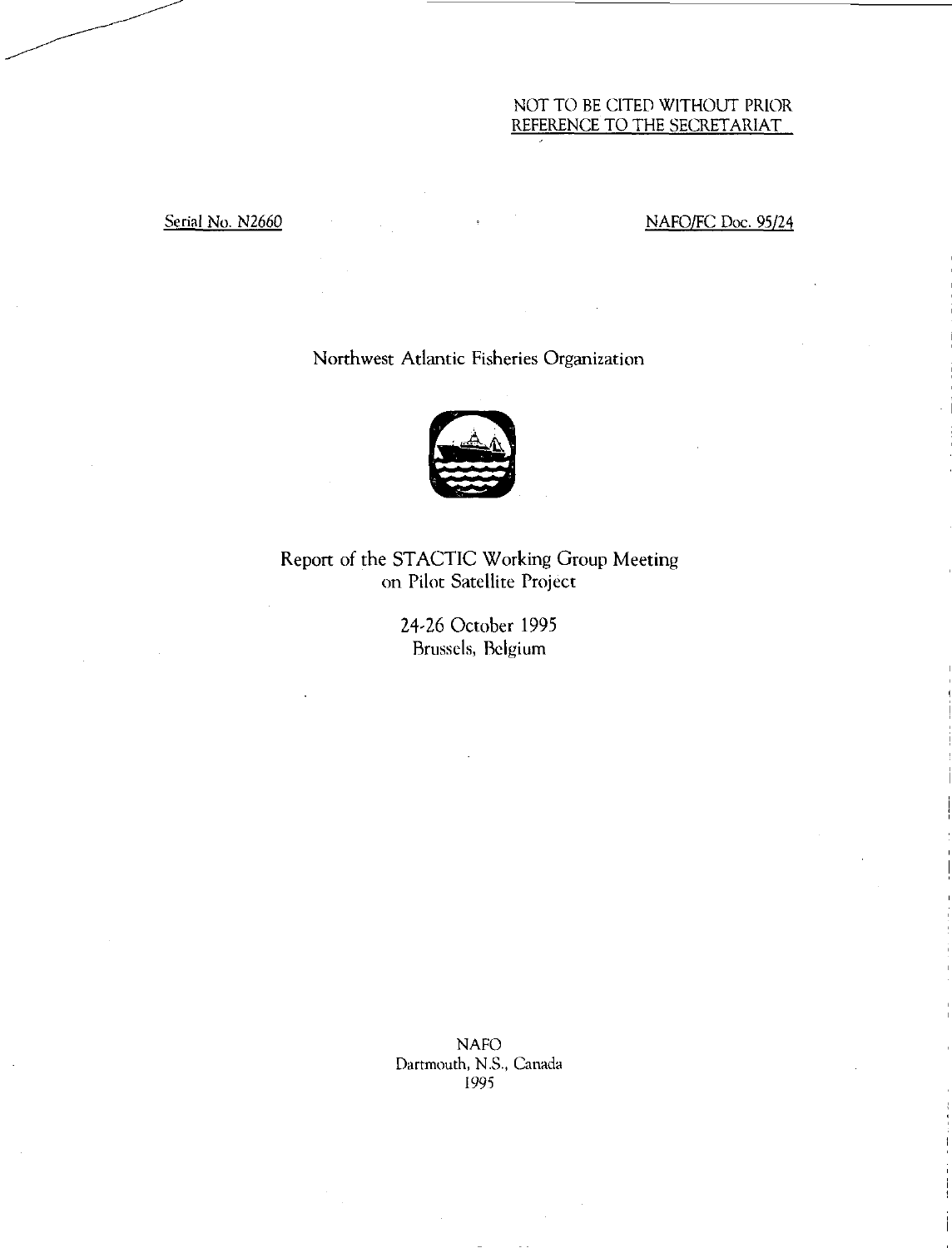NOT TO BE CITED WITHOUT PRIOR REFERENCE TO THE SECRETARIAT

Serial No. N2660 NAFO/FC Doc. 95/24

Northwest Atlantic Fisheries Organization

# Report of the STACTIC Working Group Meeting on Pilot Satellite Project

24-26 October 1995
Brussels, Belgium

NAFO
Dartmouth, N.S., Canada
1995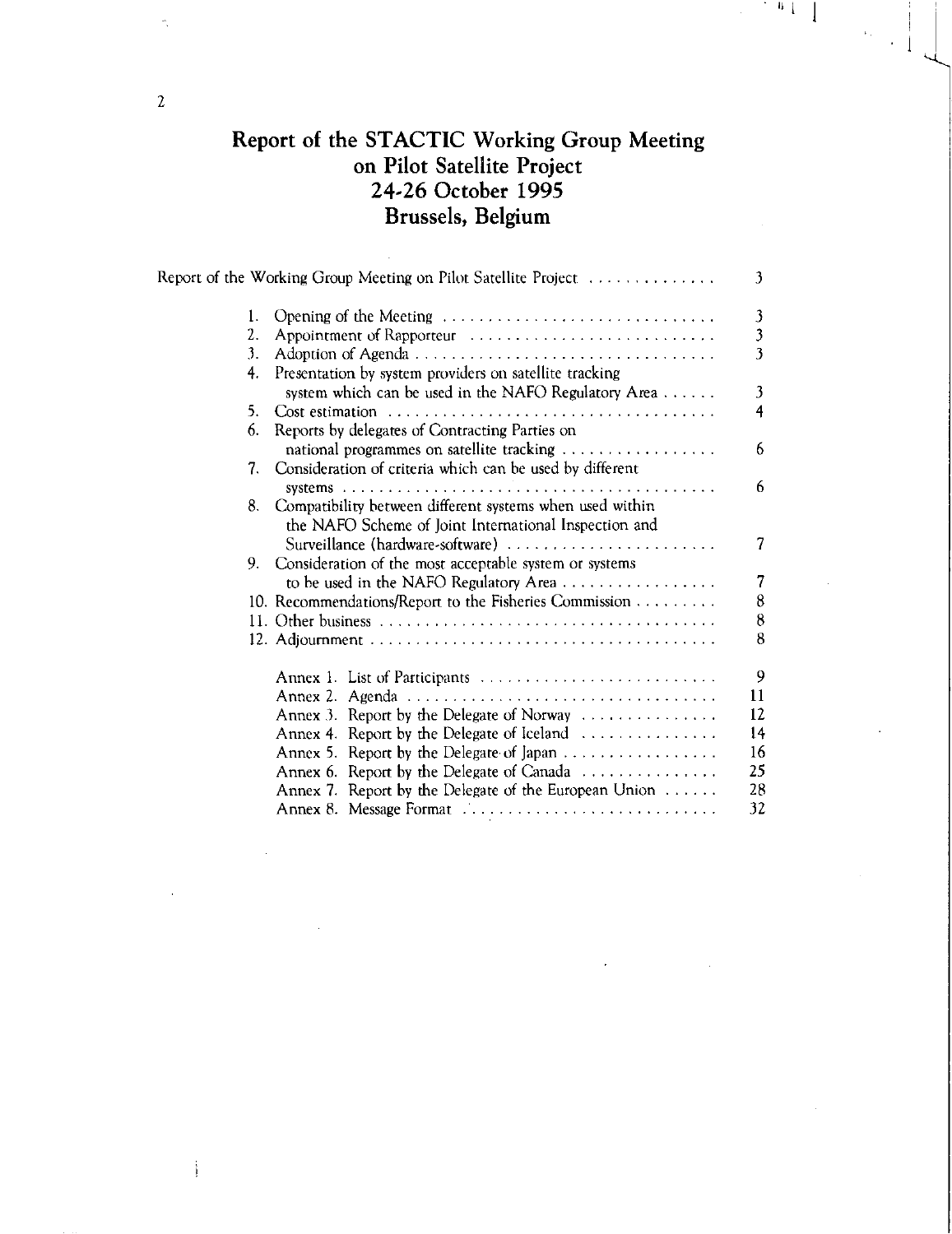# Report of the STACTIC Working Group Meeting on Pilot Satellite Project 24-26 October 1995 Brussels, Belgium

| | |
|---|---|
| Report of the Working Group Meeting on Pilot Satellite Project | 3 |
| 1. Opening of the Meeting | 3 |
| 2. Appointment of Rapporteur | 3 |
| 3. Adoption of Agenda | 3 |
| 4. Presentation by system providers on satellite tracking system which can be used in the NAFO Regulatory Area | 3 |
| 5. Cost estimation | 4 |
| 6. Reports by delegates of Contracting Parties on national programmes on satellite tracking | 6 |
| 7. Consideration of criteria which can be used by different systems | 6 |
| 8. Compatibility between different systems when used within the NAFO Scheme of Joint International Inspection and Surveillance (hardware-software) | 7 |
| 9. Consideration of the most acceptable system or systems to be used in the NAFO Regulatory Area | 7 |
| 10. Recommendations/Report to the Fisheries Commission | 8 |
| 11. Other business | 8 |
| 12. Adjournment | 8 |
| Annex 1. List of Participants | 9 |
| Annex 2. Agenda | 11 |
| Annex 3. Report by the Delegate of Norway | 12 |
| Annex 4. Report by the Delegate of Iceland | 14 |
| Annex 5. Report by the Delegate of Japan | 16 |
| Annex 6. Report by the Delegate of Canada | 25 |
| Annex 7. Report by the Delegate of the European Union | 28 |
| Annex 8. Message Format | 32 |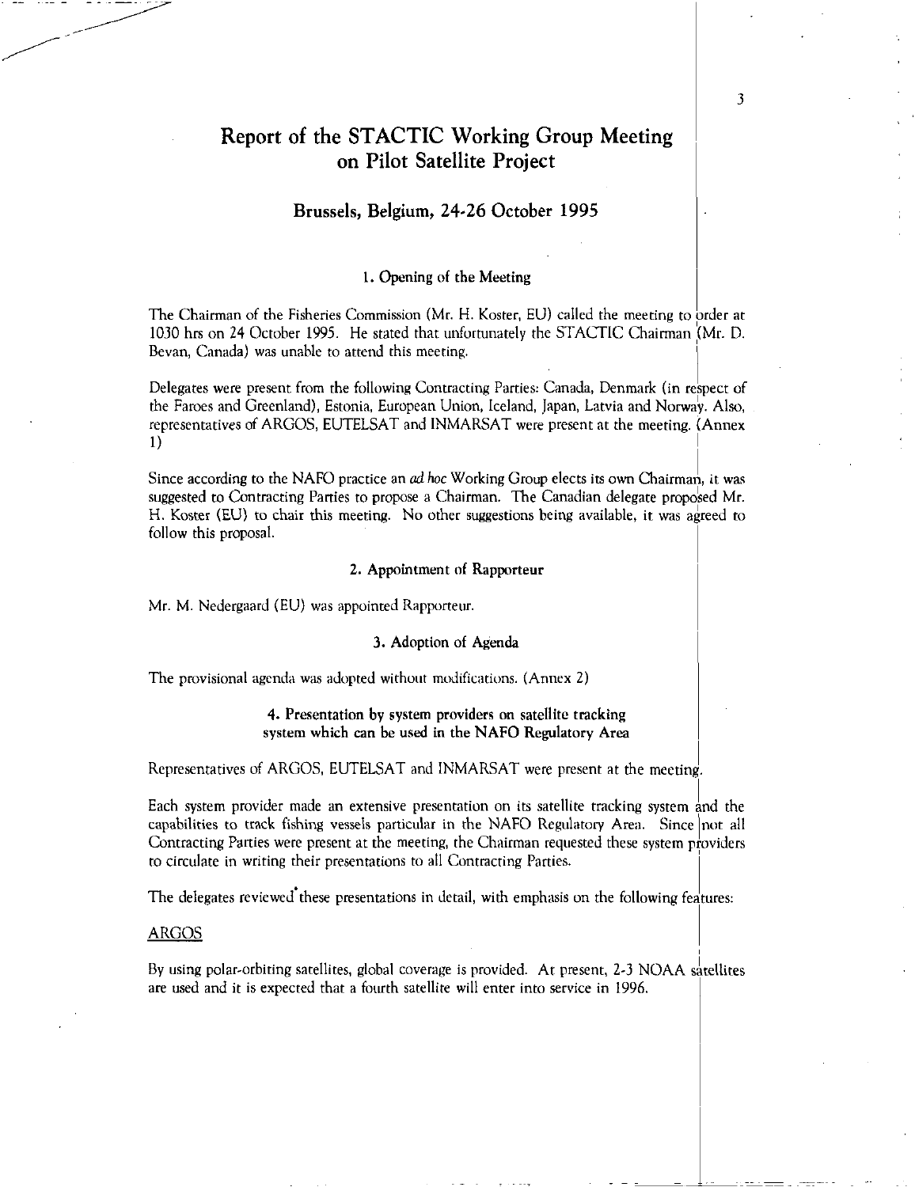# Report of the STACTIC Working Group Meeting on Pilot Satellite Project

## Brussels, Belgium, 24-26 October 1995

### 1. Opening of the Meeting

The Chairman of the Fisheries Commission (Mr. H. Koster, EU) called the meeting to order at 1030 hrs on 24 October 1995. He stated that unfortunately the STACTIC Chairman (Mr. D. Bevan, Canada) was unable to attend this meeting.

Delegates were present from the following Contracting Parties: Canada, Denmark (in respect of the Faroes and Greenland), Estonia, European Union, Iceland, Japan, Latvia and Norway. Also, representatives of ARGOS, EUTELSAT and INMARSAT were present at the meeting. (Annex 1)

Since according to the NAFO practice an *ad hoc* Working Group elects its own Chairman, it was suggested to Contracting Parties to propose a Chairman. The Canadian delegate proposed Mr. H. Koster (EU) to chair this meeting. No other suggestions being available, it was agreed to follow this proposal.

### 2. Appointment of Rapporteur

Mr. M. Nedergaard (EU) was appointed Rapporteur.

### 3. Adoption of Agenda

The provisional agenda was adopted without modifications. (Annex 2)

### 4. Presentation by system providers on satellite tracking system which can be used in the NAFO Regulatory Area

Representatives of ARGOS, EUTELSAT and INMARSAT were present at the meeting.

Each system provider made an extensive presentation on its satellite tracking system and the capabilities to track fishing vessels particular in the NAFO Regulatory Area. Since not all Contracting Parties were present at the meeting, the Chairman requested these system providers to circulate in writing their presentations to all Contracting Parties.

The delegates reviewed these presentations in detail, with emphasis on the following features:

ARGOS

By using polar-orbiting satellites, global coverage is provided. At present, 2-3 NOAA satellites are used and it is expected that a fourth satellite will enter into service in 1996.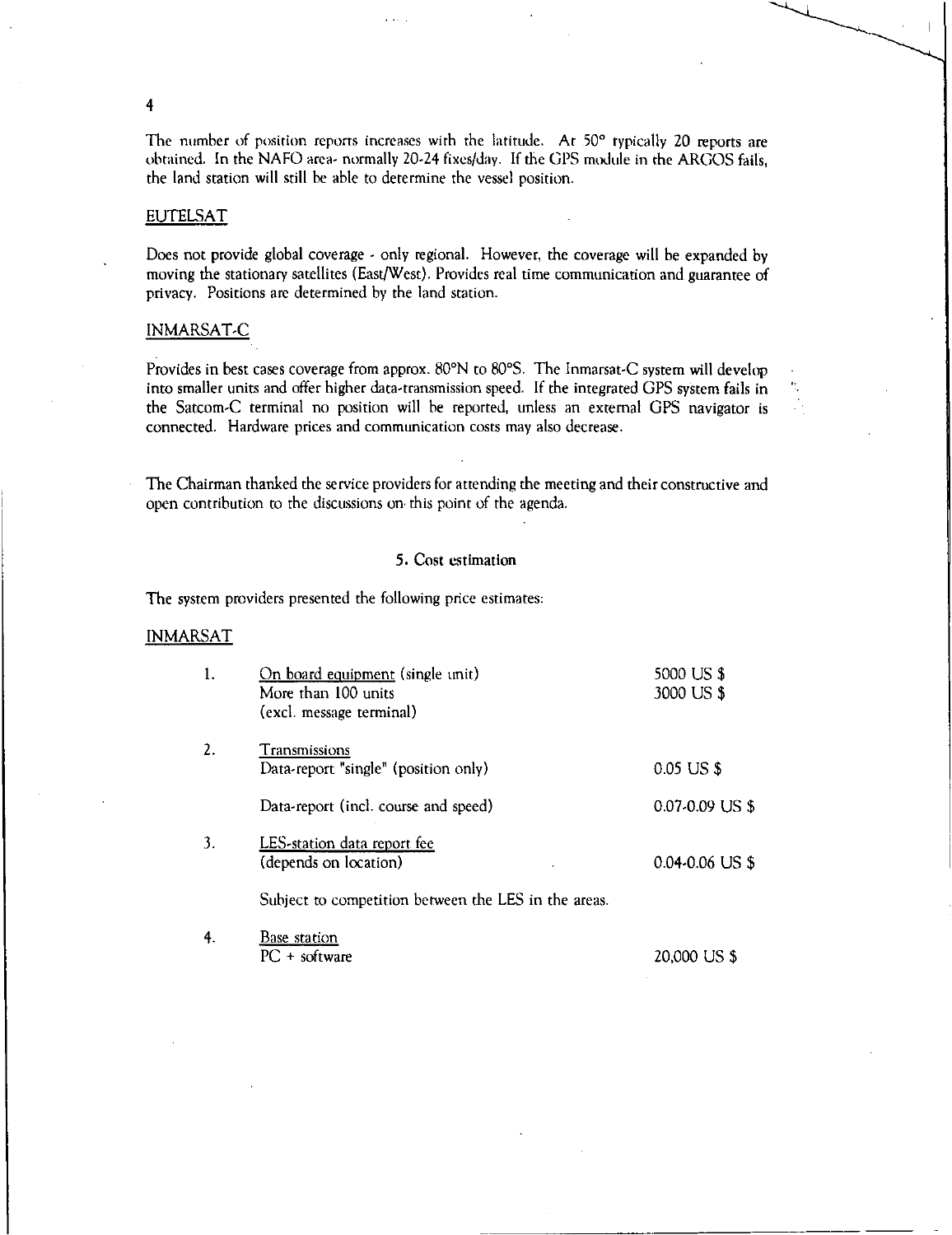The number of position reports increases with the latitude. At 50° typically 20 reports are obtained. In the NAFO area- normally 20-24 fixes/day. If the GPS module in the ARGOS fails, the land station will still be able to determine the vessel position.

EUTELSAT

Does not provide global coverage - only regional. However, the coverage will be expanded by moving the stationary satellites (East/West). Provides real time communication and guarantee of privacy. Positions are determined by the land station.

INMARSAT-C

Provides in best cases coverage from approx. 80°N to 80°S. The Inmarsat-C system will develop into smaller units and offer higher data-transmission speed. If the integrated GPS system fails in the Satcom-C terminal no position will be reported, unless an external GPS navigator is connected. Hardware prices and communication costs may also decrease.

The Chairman thanked the service providers for attending the meeting and their constructive and open contribution to the discussions on this point of the agenda.

## 5. Cost estimation

The system providers presented the following price estimates:

INMARSAT

1. On board equipment (single unit) — 5000 US $
   More than 100 units — 3000 US $
   (excl. message terminal)

2. Transmissions
   Data-report "single" (position only) — 0.05 US $

   Data-report (incl. course and speed) — 0.07-0.09 US $

3. LES-station data report fee
   (depends on location) — 0.04-0.06 US $

   Subject to competition between the LES in the areas.

4. Base station
   PC + software — 20,000 US $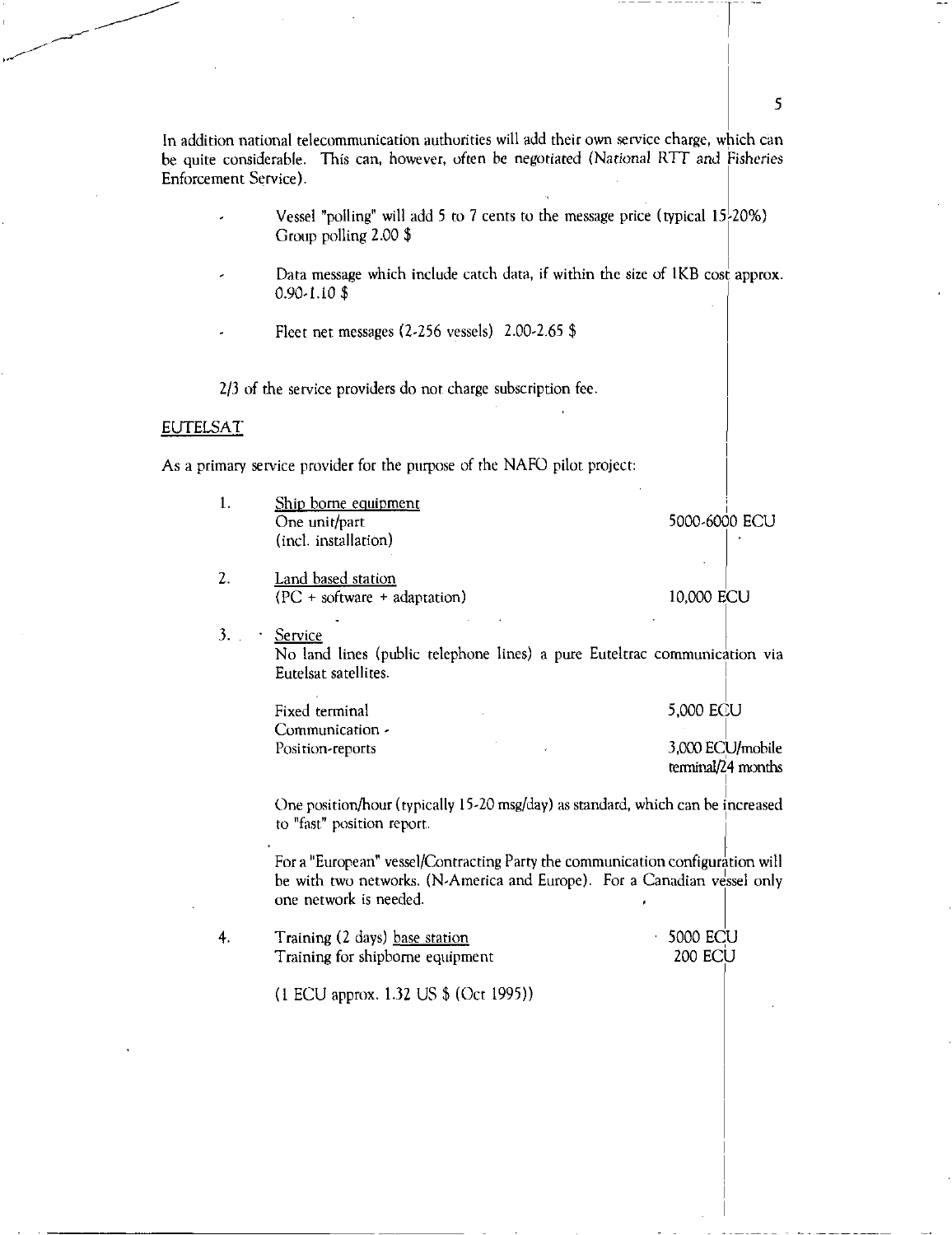In addition national telecommunication authorities will add their own service charge, which can be quite considerable. This can, however, often be negotiated (*National RTT and Fisheries Enforcement Service*).

- Vessel "polling" will add 5 to 7 cents to the message price (typical 15-20%) Group polling 2.00 $
- Data message which include catch data, if within the size of 1KB cost approx. 0.90-1.10 $
- Fleet net messages (2-256 vessels) 2.00-2.65 $

2/3 of the service providers do not charge subscription fee.

EUTELSAT

As a primary service provider for the purpose of the NAFO pilot project:

1. Ship borne equipment
   One unit/part (incl. installation) — 5000-6000 ECU

2. Land based station
   (PC + software + adaptation) — 10,000 ECU

3. Service
   No land lines (public telephone lines) a pure Eutelrac communication via Eutelsat satellites.

   | | |
   |---|---|
   | Fixed terminal | 5,000 ECU |
   | Communication - Position-reports | 3,000 ECU/mobile terminal/24 months |

   One position/hour (typically 15-20 msg/day) as standard, which can be increased to "fast" position report.

   For a "European" vessel/Contracting Party the communication configuration will be with two networks. (N-America and Europe). For a Canadian vessel only one network is needed.

4. Training (2 days) base station — 5000 ECU
   Training for shipborne equipment — 200 ECU

   (1 ECU approx. 1.32 US $ (Oct 1995))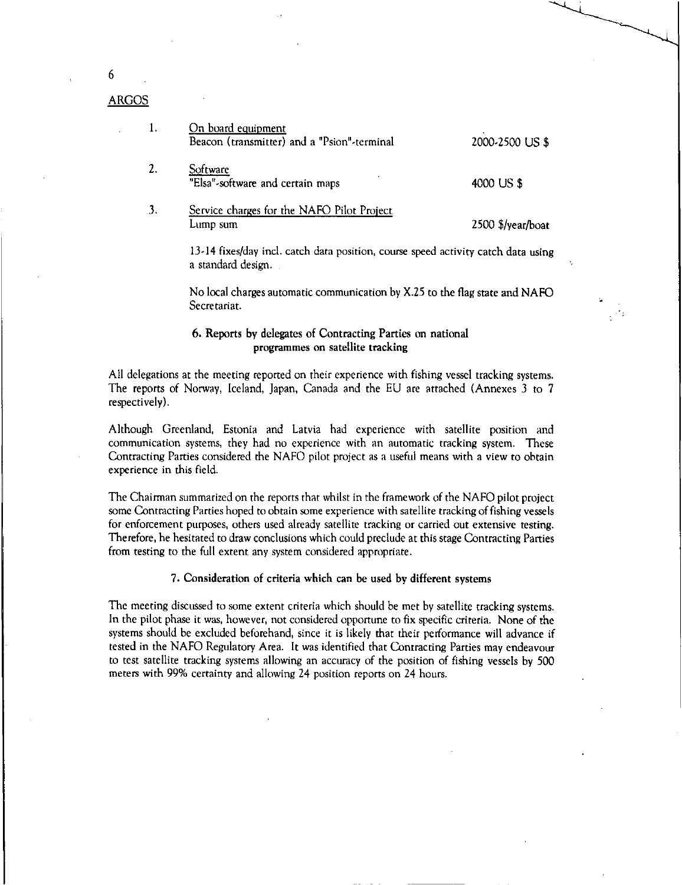ARGOS

1. On board equipment
   Beacon (transmitter) and a "Psion"-terminal — 2000-2500 US $

2. Software
   "Elsa"-software and certain maps — 4000 US $

3. Service charges for the NAFO Pilot Project
   Lump sum — 2500 $/year/boat

   13-14 fixes/day incl. catch data position, course speed activity catch data using a standard design.

   No local charges automatic communication by X.25 to the flag state and NAFO Secretariat.

### 6. Reports by delegates of Contracting Parties on national programmes on satellite tracking

All delegations at the meeting reported on their experience with fishing vessel tracking systems. The reports of Norway, Iceland, Japan, Canada and the EU are attached (Annexes 3 to 7 respectively).

Although Greenland, Estonia and Latvia had experience with satellite position and communication systems, they had no experience with an automatic tracking system. These Contracting Parties considered the NAFO pilot project as a useful means with a view to obtain experience in this field.

The Chairman summarized on the reports that whilst in the framework of the NAFO pilot project some Contracting Parties hoped to obtain some experience with satellite tracking of fishing vessels for enforcement purposes, others used already satellite tracking or carried out extensive testing. Therefore, he hesitated to draw conclusions which could preclude at this stage Contracting Parties from testing to the full extent any system considered appropriate.

### 7. Consideration of criteria which can be used by different systems

The meeting discussed to some extent criteria which should be met by satellite tracking systems. In the pilot phase it was, however, not considered opportune to fix specific criteria. None of the systems should be excluded beforehand, since it is likely that their performance will advance if tested in the NAFO Regulatory Area. It was identified that Contracting Parties may endeavour to test satellite tracking systems allowing an accuracy of the position of fishing vessels by 500 meters with 99% certainty and allowing 24 position reports on 24 hours.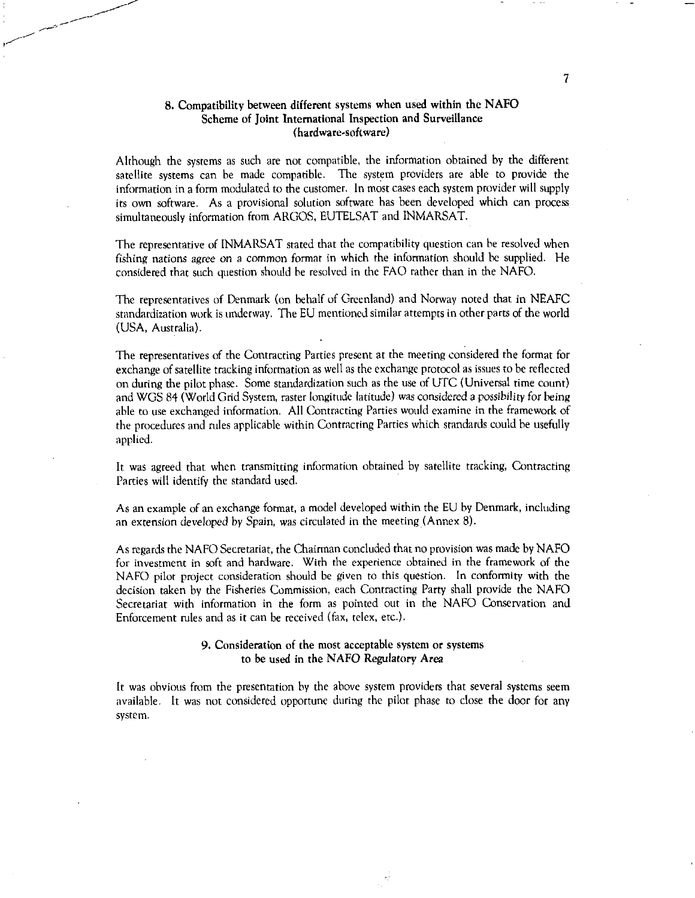## 8. Compatibility between different systems when used within the NAFO Scheme of Joint International Inspection and Surveillance (hardware-software)

Although the systems as such are not compatible, the information obtained by the different satellite systems can be made compatible. The system providers are able to provide the information in a form modulated to the customer. In most cases each system provider will supply its own software. As a provisional solution software has been developed which can process simultaneously information from ARGOS, EUTELSAT and INMARSAT.

The representative of INMARSAT stated that the compatibility question can be resolved when fishing nations agree on a common format in which the information should be supplied. He considered that such question should be resolved in the FAO rather than in the NAFO.

The representatives of Denmark (on behalf of Greenland) and Norway noted that in NEAFC standardization work is underway. The EU mentioned similar attempts in other parts of the world (USA, Australia).

The representatives of the Contracting Parties present at the meeting considered the format for exchange of satellite tracking information as well as the exchange protocol as issues to be reflected on during the pilot phase. Some standardization such as the use of UTC (Universal time count) and WGS 84 (World Grid System, raster longitude latitude) was considered a possibility for being able to use exchanged information. All Contracting Parties would examine in the framework of the procedures and rules applicable within Contracting Parties which standards could be usefully applied.

It was agreed that when transmitting information obtained by satellite tracking, Contracting Parties will identify the standard used.

As an example of an exchange format, a model developed within the EU by Denmark, including an extension developed by Spain, was circulated in the meeting (Annex 8).

As regards the NAFO Secretariat, the Chairman concluded that no provision was made by NAFO for investment in soft and hardware. With the experience obtained in the framework of the NAFO pilot project consideration should be given to this question. In conformity with the decision taken by the Fisheries Commission, each Contracting Party shall provide the NAFO Secretariat with information in the form as pointed out in the NAFO Conservation and Enforcement rules and as it can be received (fax, telex, etc.).

## 9. Consideration of the most acceptable system or systems to be used in the NAFO Regulatory Area

It was obvious from the presentation by the above system providers that several systems seem available. It was not considered opportune during the pilot phase to close the door for any system.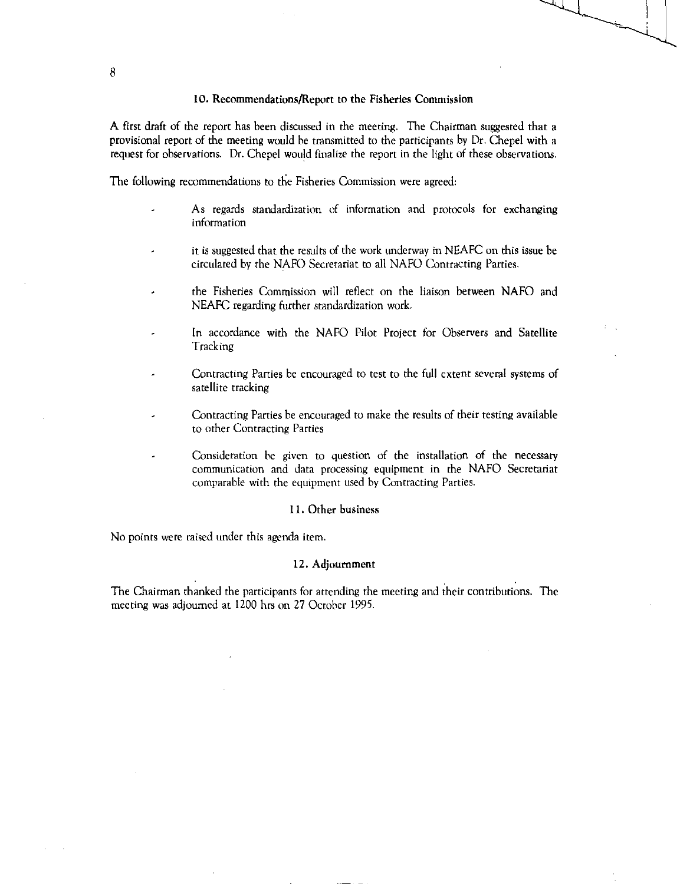### 10. Recommendations/Report to the Fisheries Commission

A first draft of the report has been discussed in the meeting. The Chairman suggested that a provisional report of the meeting would be transmitted to the participants by Dr. Chepel with a request for observations. Dr. Chepel would finalize the report in the light of these observations.

The following recommendations to the Fisheries Commission were agreed:

- As regards standardization of information and protocols for exchanging information
- it is suggested that the results of the work underway in NEAFC on this issue be circulated by the NAFO Secretariat to all NAFO Contracting Parties.
- the Fisheries Commission will reflect on the liaison between NAFO and NEAFC regarding further standardization work.
- In accordance with the NAFO Pilot Project for Observers and Satellite Tracking
- Contracting Parties be encouraged to test to the full extent several systems of satellite tracking
- Contracting Parties be encouraged to make the results of their testing available to other Contracting Parties
- Consideration be given to question of the installation of the necessary communication and data processing equipment in the NAFO Secretariat comparable with the equipment used by Contracting Parties.

### 11. Other business

No points were raised under this agenda item.

### 12. Adjournment

The Chairman thanked the participants for attending the meeting and their contributions. The meeting was adjourned at 1200 hrs on 27 October 1995.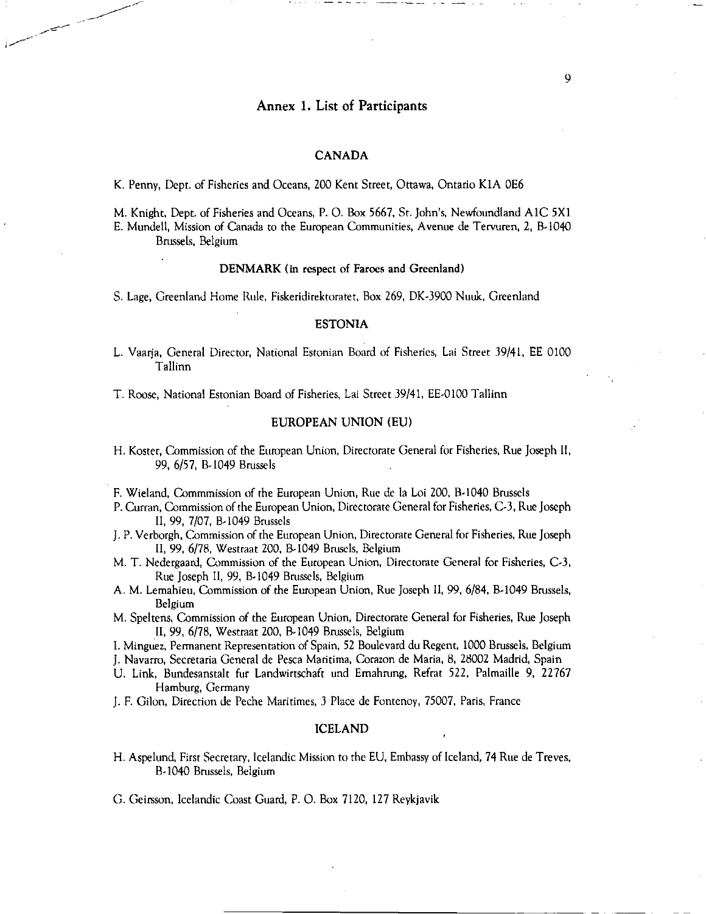# Annex 1. List of Participants

## CANADA

K. Penny, Dept. of Fisheries and Oceans, 200 Kent Street, Ottawa, Ontario K1A 0E6

M. Knight, Dept. of Fisheries and Oceans, P. O. Box 5667, St. John's, Newfoundland A1C 5X1

E. Mundell, Mission of Canada to the European Communities, Avenue de Tervuren, 2, B-1040 Brussels, Belgium

## DENMARK (in respect of Faroes and Greenland)

S. Lage, Greenland Home Rule, Fiskeridirektoratet, Box 269, DK-3900 Nuuk, Greenland

## ESTONIA

L. Vaarja, General Director, National Estonian Board of Fisheries, Lai Street 39/41, EE 0100 Tallinn

T. Roose, National Estonian Board of Fisheries, Lai Street 39/41, EE-0100 Tallinn

## EUROPEAN UNION (EU)

H. Koster, Commission of the European Union, Directorate General for Fisheries, Rue Joseph II, 99, 6/57, B-1049 Brussels

F. Wieland, Commmission of the European Union, Rue de la Loi 200, B-1040 Brussels

P. Curran, Commission of the European Union, Directorate General for Fisheries, C-3, Rue Joseph II, 99, 7/07, B-1049 Brussels

J. P. Verborgh, Commission of the European Union, Directorate General for Fisheries, Rue Joseph II, 99, 6/78, Westraat 200, B-1049 Brusels, Belgium

M. T. Nedergaard, Commission of the European Union, Directorate General for Fisheries, C-3, Rue Joseph II, 99, B-1049 Brussels, Belgium

A. M. Lemahieu, Commission of the European Union, Rue Joseph II, 99, 6/84, B-1049 Brussels, Belgium

M. Speltens, Commission of the European Union, Directorate General for Fisheries, Rue Joseph II, 99, 6/78, Westraat 200, B-1049 Brussels, Belgium

I. Minguez, Permanent Representation of Spain, 52 Boulevard du Regent, 1000 Brussels, Belgium

J. Navarro, Secretaria General de Pesca Maritima, Corazon de Maria, 8, 28002 Madrid, Spain

U. Link, Bundesanstalt fur Landwirtschaft und Emahrung, Refrat 522, Palmaille 9, 22767 Hamburg, Germany

J. F. Gilon, Direction de Peche Maritimes, 3 Place de Fontenoy, 75007, Paris, France

## ICELAND

H. Aspelund, First Secretary, Icelandic Mission to the EU, Embassy of Iceland, 74 Rue de Treves, B-1040 Brussels, Belgium

G. Geirsson, Icelandic Coast Guard, P. O. Box 7120, 127 Reykjavik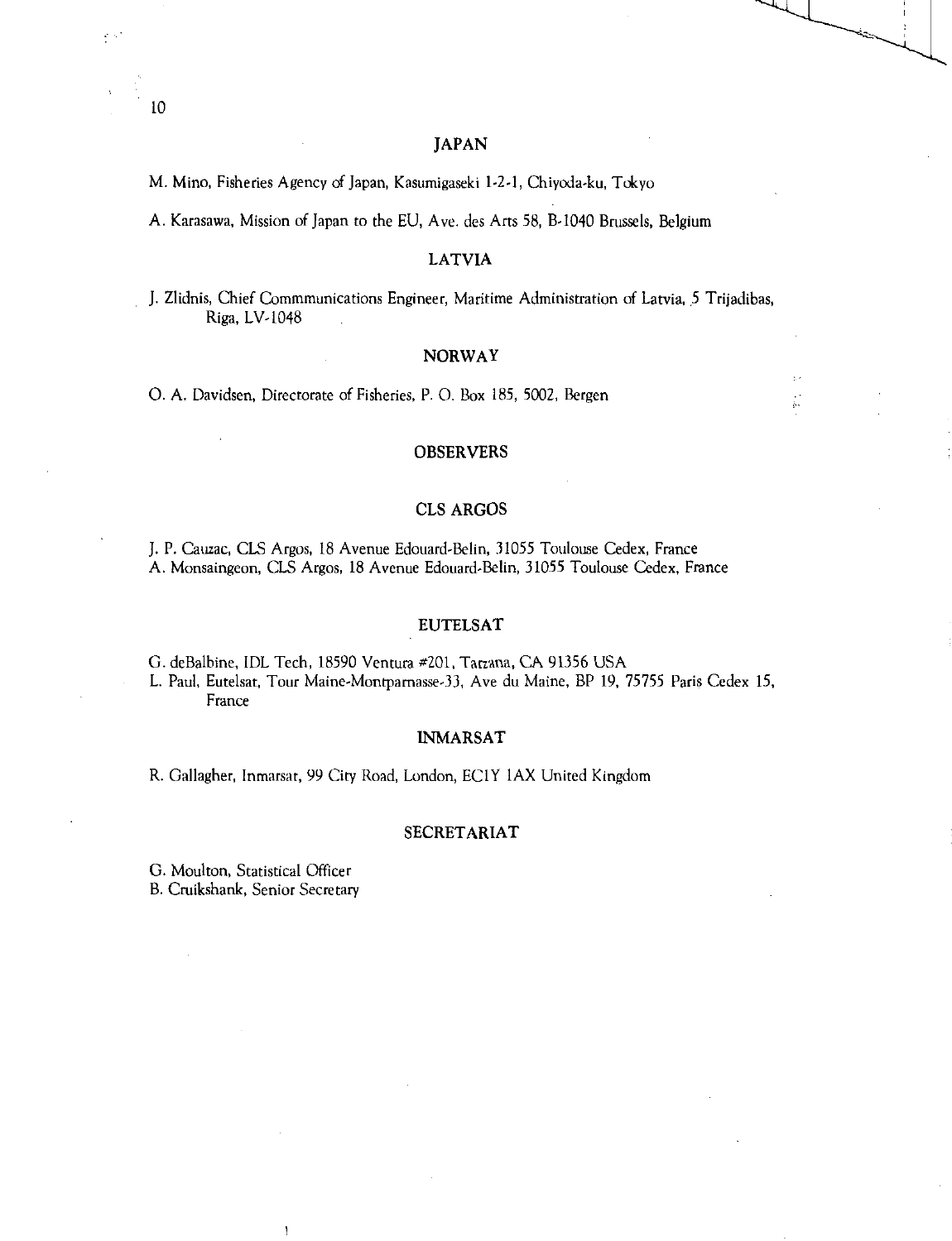## JAPAN

M. Mino, Fisheries Agency of Japan, Kasumigaseki 1-2-1, Chiyoda-ku, Tokyo

A. Karasawa, Mission of Japan to the EU, Ave. des Arts 58, B-1040 Brussels, Belgium

## LATVIA

J. Zlidnis, Chief Commmunications Engineer, Maritime Administration of Latvia, 5 Trijadibas, Riga, LV-1048

## NORWAY

O. A. Davidsen, Directorate of Fisheries, P. O. Box 185, 5002, Bergen

## OBSERVERS

## CLS ARGOS

J. P. Cauzac, CLS Argos, 18 Avenue Edouard-Belin, 31055 Toulouse Cedex, France
A. Monsaingeon, CLS Argos, 18 Avenue Edouard-Belin, 31055 Toulouse Cedex, France

## EUTELSAT

G. deBalbine, IDL Tech, 18590 Ventura #201, Tarzana, CA 91356 USA
L. Paul, Eutelsat, Tour Maine-Montparnasse-33, Ave du Maine, BP 19, 75755 Paris Cedex 15, France

## INMARSAT

R. Gallagher, Inmarsat, 99 City Road, London, EC1Y 1AX United Kingdom

## SECRETARIAT

G. Moulton, Statistical Officer
B. Cruikshank, Senior Secretary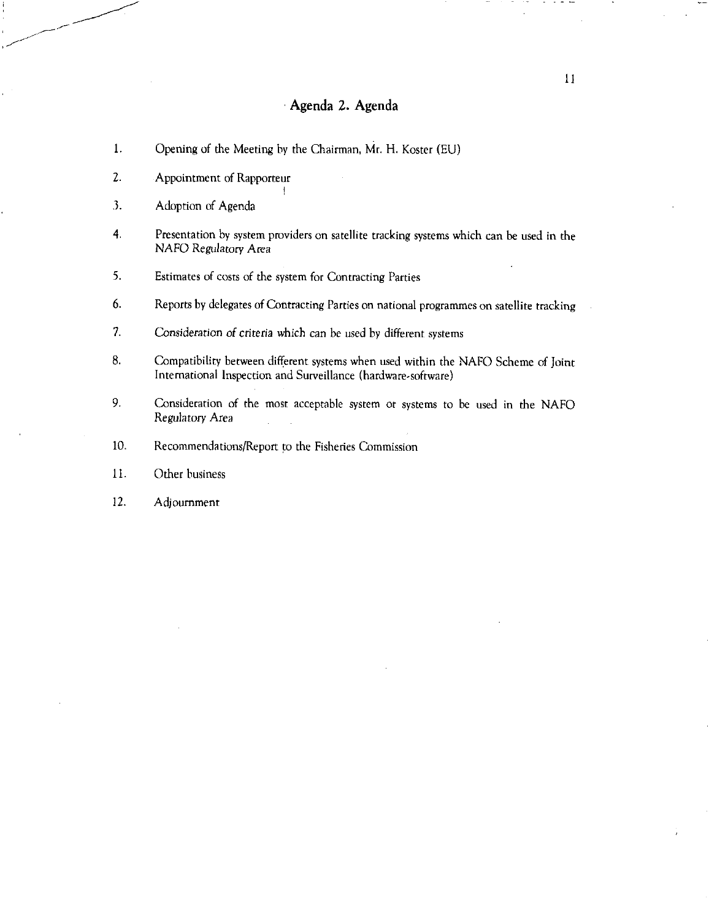## Agenda 2. Agenda

1. Opening of the Meeting by the Chairman, Mr. H. Koster (EU)
2. Appointment of Rapporteur
3. Adoption of Agenda
4. Presentation by system providers on satellite tracking systems which can be used in the NAFO Regulatory Area
5. Estimates of costs of the system for Contracting Parties
6. Reports by delegates of Contracting Parties on national programmes on satellite tracking
7. Consideration of criteria which can be used by different systems
8. Compatibility between different systems when used within the NAFO Scheme of Joint International Inspection and Surveillance (hardware-software)
9. Consideration of the most acceptable system or systems to be used in the NAFO Regulatory Area
10. Recommendations/Report to the Fisheries Commission
11. Other business
12. Adjournment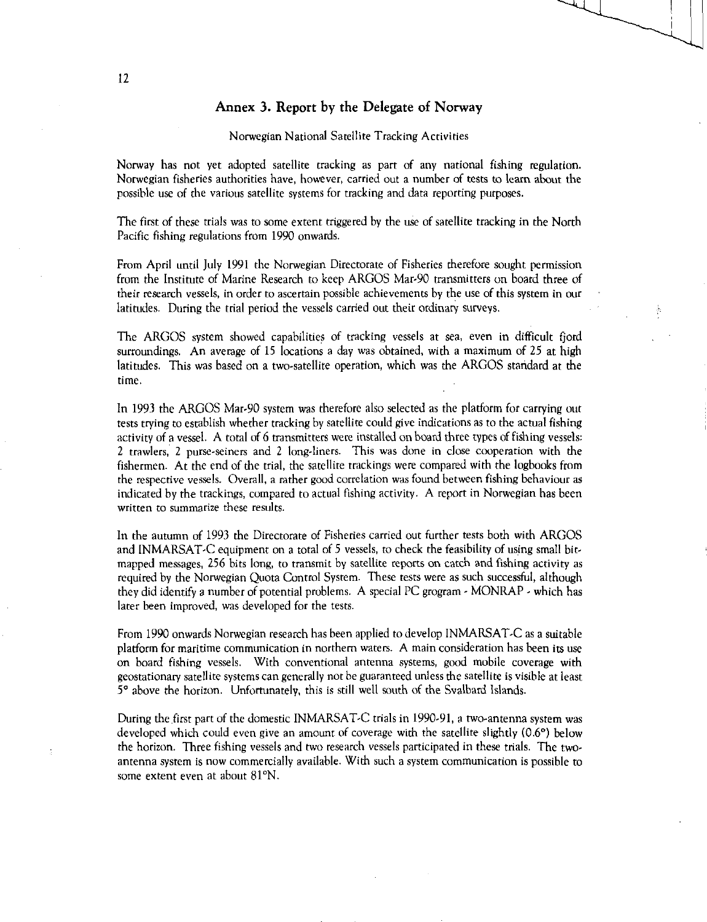## Annex 3. Report by the Delegate of Norway

Norwegian National Satellite Tracking Activities

Norway has not yet adopted satellite tracking as part of any national fishing regulation. Norwegian fisheries authorities have, however, carried out a number of tests to learn about the possible use of the various satellite systems for tracking and data reporting purposes.

The first of these trials was to some extent triggered by the use of satellite tracking in the North Pacific fishing regulations from 1990 onwards.

From April until July 1991 the Norwegian Directorate of Fisheries therefore sought permission from the Institute of Marine Research to keep ARGOS Mar-90 transmitters on board three of their research vessels, in order to ascertain possible achievements by the use of this system in our latitudes. During the trial period the vessels carried out their ordinary surveys.

The ARGOS system showed capabilities of tracking vessels at sea, even in difficult fjord surroundings. An average of 15 locations a day was obtained, with a maximum of 25 at high latitudes. This was based on a two-satellite operation, which was the ARGOS standard at the time.

In 1993 the ARGOS Mar-90 system was therefore also selected as the platform for carrying out tests trying to establish whether tracking by satellite could give indications as to the actual fishing activity of a vessel. A total of 6 transmitters were installed on board three types of fishing vessels: 2 trawlers, 2 purse-seiners and 2 long-liners. This was done in close cooperation with the fishermen. At the end of the trial, the satellite trackings were compared with the logbooks from the respective vessels. Overall, a rather good correlation was found between fishing behaviour as indicated by the trackings, compared to actual fishing activity. A report in Norwegian has been written to summarize these results.

In the autumn of 1993 the Directorate of Fisheries carried out further tests both with ARGOS and INMARSAT-C equipment on a total of 5 vessels, to check the feasibility of using small bit-mapped messages, 256 bits long, to transmit by satellite reports on catch and fishing activity as required by the Norwegian Quota Control System. These tests were as such successful, although they did identify a number of potential problems. A special PC grogram - MONRAP - which has later been improved, was developed for the tests.

From 1990 onwards Norwegian research has been applied to develop INMARSAT-C as a suitable platform for maritime communication in northern waters. A main consideration has been its use on board fishing vessels. With conventional antenna systems, good mobile coverage with geostationary satellite systems can generally not be guaranteed unless the satellite is visible at least 5° above the horizon. Unfortunately, this is still well south of the Svalbard Islands.

During the first part of the domestic INMARSAT-C trials in 1990-91, a two-antenna system was developed which could even give an amount of coverage with the satellite slightly (0.6°) below the horizon. Three fishing vessels and two research vessels participated in these trials. The two-antenna system is now commercially available. With such a system communication is possible to some extent even at about 81°N.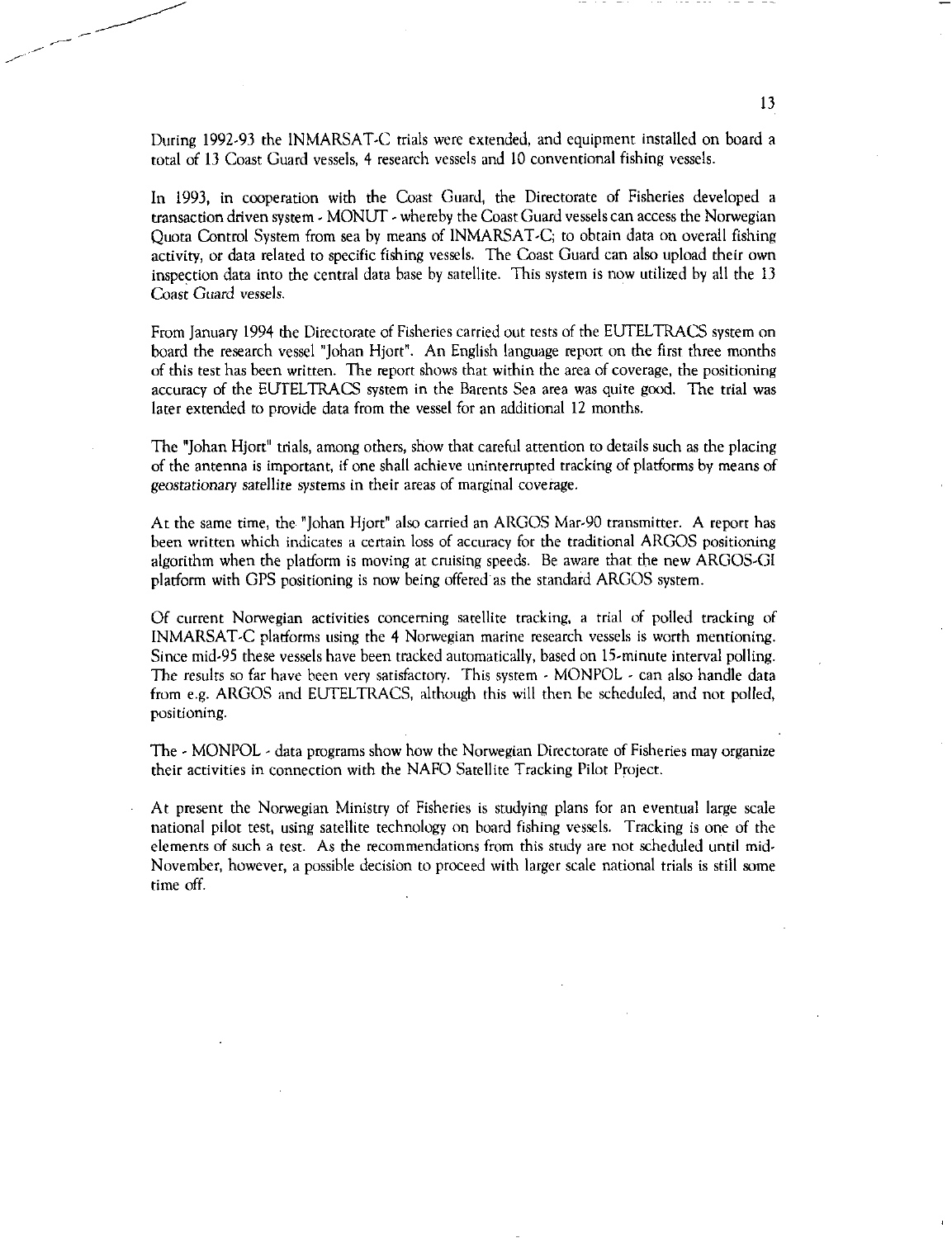During 1992-93 the INMARSAT-C trials were extended, and equipment installed on board a total of 13 Coast Guard vessels, 4 research vessels and 10 conventional fishing vessels.

In 1993, in cooperation with the Coast Guard, the Directorate of Fisheries developed a transaction driven system - MONUT - whereby the Coast Guard vessels can access the Norwegian Quota Control System from sea by means of INMARSAT-C; to obtain data on overall fishing activity, or data related to specific fishing vessels. The Coast Guard can also upload their own inspection data into the central data base by satellite. This system is now utilized by all the 13 Coast Guard vessels.

From January 1994 the Directorate of Fisheries carried out tests of the EUTELTRACS system on board the research vessel "Johan Hjort". An English language report on the first three months of this test has been written. The report shows that within the area of coverage, the positioning accuracy of the EUTELTRACS system in the Barents Sea area was quite good. The trial was later extended to provide data from the vessel for an additional 12 months.

The "Johan Hjort" trials, among others, show that careful attention to details such as the placing of the antenna is important, if one shall achieve uninterrupted tracking of platforms by means of *geostationary* satellite systems in their areas of marginal coverage.

At the same time, the "Johan Hjort" also carried an ARGOS Mar-90 transmitter. A report has been written which indicates a certain loss of accuracy for the traditional ARGOS positioning algorithm when the platform is moving at cruising speeds. Be aware that the new ARGOS-GI platform with GPS positioning is now being offered as the standard ARGOS system.

Of current Norwegian activities concerning satellite tracking, a trial of polled tracking of INMARSAT-C platforms using the 4 Norwegian marine research vessels is worth mentioning. Since mid-95 these vessels have been tracked automatically, based on 15-minute interval polling. The results so far have been very satisfactory. This system - MONPOL - can also handle data from e.g. ARGOS and EUTELTRACS, although this will then be scheduled, and not polled, positioning.

The - MONPOL - data programs show how the Norwegian Directorate of Fisheries may organize their activities in connection with the NAFO Satellite Tracking Pilot Project.

At present the Norwegian Ministry of Fisheries is studying plans for an eventual large scale national pilot test, using satellite technology on board fishing vessels. Tracking is one of the elements of such a test. As the recommendations from this study are not scheduled until mid-November, however, a possible decision to proceed with larger scale national trials is still some time off.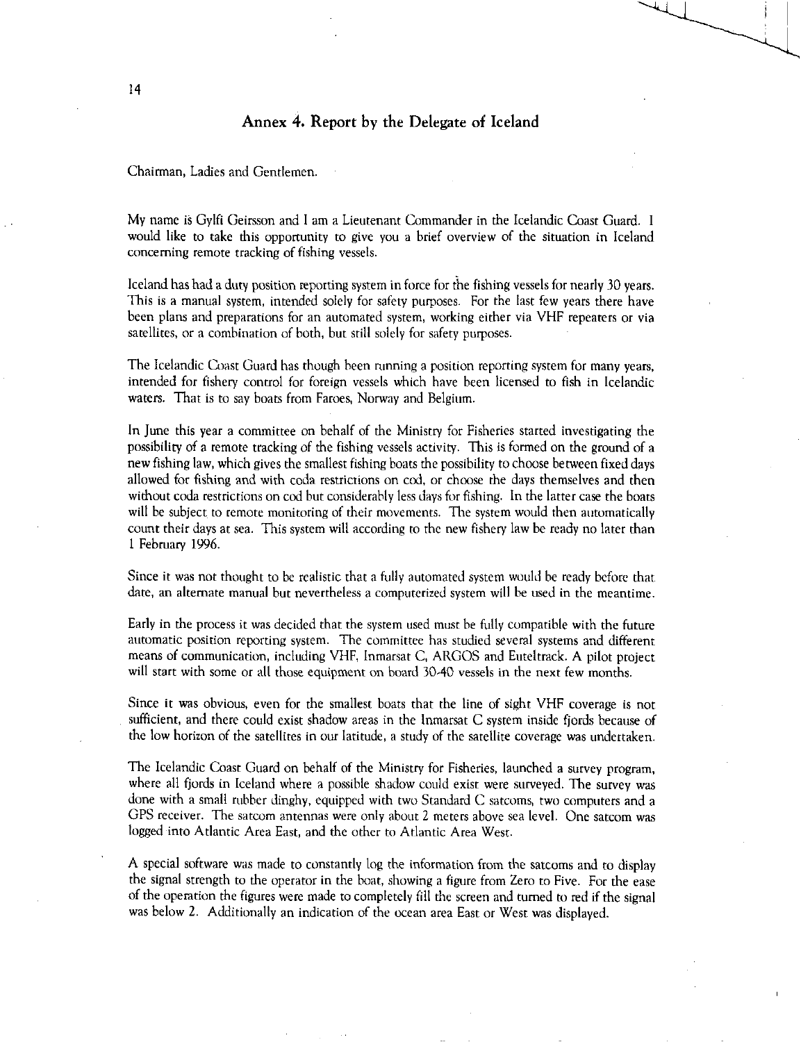## Annex 4. Report by the Delegate of Iceland

Chairman, Ladies and Gentlemen.

My name is Gylfi Geirsson and I am a Lieutenant Commander in the Icelandic Coast Guard. I would like to take this opportunity to give you a brief overview of the situation in Iceland concerning remote tracking of fishing vessels.

Iceland has had a duty position reporting system in force for the fishing vessels for nearly 30 years. This is a manual system, intended solely for safety purposes. For the last few years there have been plans and preparations for an automated system, working either via VHF repeaters or via satellites, or a combination of both, but still solely for safety purposes.

The Icelandic Coast Guard has though been running a position reporting system for many years, intended for fishery control for foreign vessels which have been licensed to fish in Icelandic waters. That is to say boats from Faroes, Norway and Belgium.

In June this year a committee on behalf of the Ministry for Fisheries started investigating the possibility of a remote tracking of the fishing vessels activity. This is formed on the ground of a new fishing law, which gives the smallest fishing boats the possibility to choose between fixed days allowed for fishing and with coda restrictions on cod, or choose the days themselves and then without coda restrictions on cod but considerably less days for fishing. In the latter case the boats will be subject to remote monitoring of their movements. The system would then automatically count their days at sea. This system will according to the new fishery law be ready no later than 1 February 1996.

Since it was not thought to be realistic that a fully automated system would be ready before that date, an alternate manual but nevertheless a computerized system will be used in the meantime.

Early in the process it was decided that the system used must be fully compatible with the future automatic position reporting system. The committee has studied several systems and different means of communication, including VHF, Inmarsat C, ARGOS and Euteltrack. A pilot project will start with some or all those equipment on board 30-40 vessels in the next few months.

Since it was obvious, even for the smallest boats that the line of sight VHF coverage is not sufficient, and there could exist shadow areas in the Inmarsat C system inside fjords because of the low horizon of the satellites in our latitude, a study of the satellite coverage was undertaken.

The Icelandic Coast Guard on behalf of the Ministry for Fisheries, launched a survey program, where all fjords in Iceland where a possible shadow could exist were surveyed. The survey was done with a small rubber dinghy, equipped with two Standard C satcoms, two computers and a GPS receiver. The satcom antennas were only about 2 meters above sea level. One satcom was logged into Atlantic Area East, and the other to Atlantic Area West.

A special software was made to constantly log the information from the satcoms and to display the signal strength to the operator in the boat, showing a figure from Zero to Five. For the ease of the operation the figures were made to completely fill the screen and turned to red if the signal was below 2. Additionally an indication of the ocean area East or West was displayed.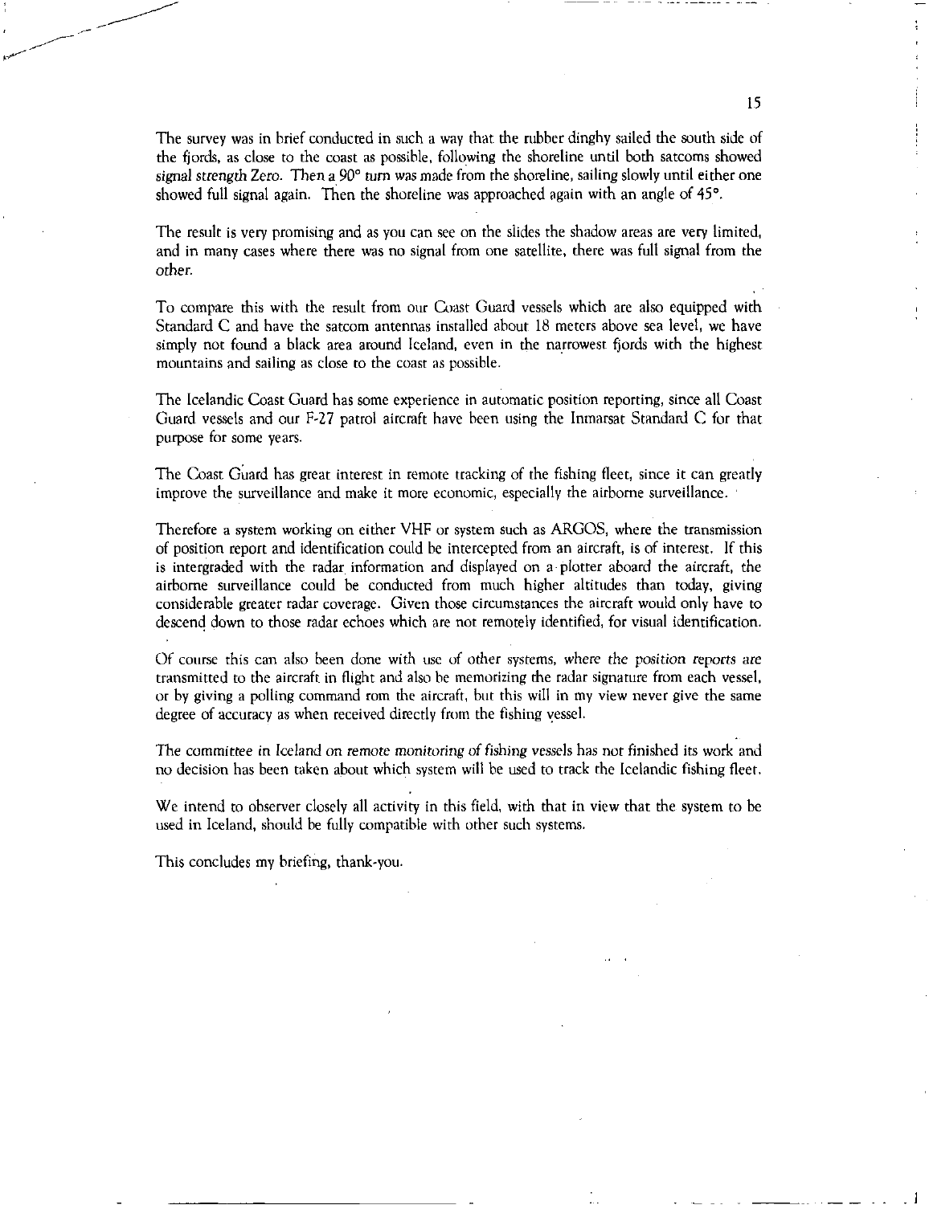The survey was in brief conducted in such a way that the rubber dinghy sailed the south side of the fjords, as close to the coast as possible, following the shoreline until both satcoms showed *signal strength Zero*. Then a 90° turn was made from the shoreline, sailing slowly until either one showed full signal again. Then the shoreline was approached again with an angle of 45°.

The result is very promising and as you can see on the slides the shadow areas are very limited, and in many cases where there was no signal from one satellite, there was full signal from the other.

To compare this with the result from our Coast Guard vessels which are also equipped with Standard C and have the satcom antennas installed about 18 meters above sea level, we have simply not found a black area around Iceland, even in the narrowest fjords with the highest mountains and sailing as close to the coast as possible.

The Icelandic Coast Guard has some experience in automatic position reporting, since all Coast Guard vessels and our F-27 patrol aircraft have been using the Inmarsat Standard C for that purpose for some years.

The Coast Guard has great interest in remote tracking of the fishing fleet, since it can greatly improve the surveillance and make it more economic, especially the airborne surveillance.

Therefore a system working on either VHF or system such as ARGOS, where the transmission of position report and identification could be intercepted from an aircraft, is of interest. If this is intergraded with the radar information and displayed on a plotter aboard the aircraft, the airborne surveillance could be conducted from much higher altitudes than today, giving considerable greater radar coverage. Given those circumstances the aircraft would only have to descend down to those radar echoes which are not remotely identified, for visual identification.

Of course this can also been done with use of other systems, where the position reports are transmitted to the aircraft in flight and also be memorizing the radar signature from each vessel, or by giving a polling command rom the aircraft, but this will in my view never give the same degree of accuracy as when received directly from the fishing vessel.

The committee in Iceland on remote monitoring of fishing vessels has not finished its work and no decision has been taken about which system will be used to track the Icelandic fishing fleet.

We intend to observer closely all activity in this field, with that in view that the system to be used in Iceland, should be fully compatible with other such systems.

This concludes my briefing, thank-you.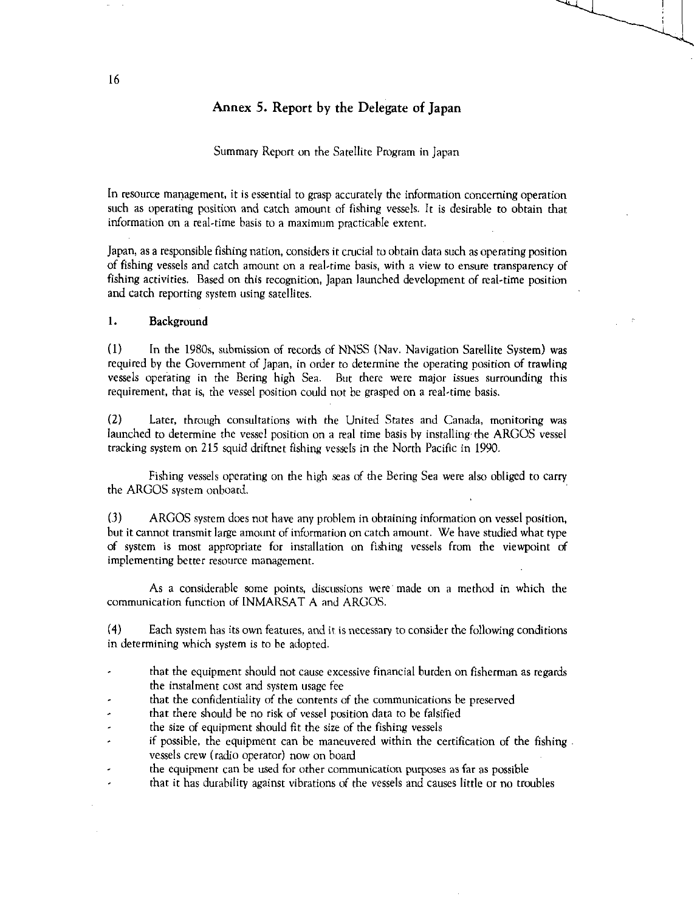## Annex 5. Report by the Delegate of Japan

Summary Report on the Satellite Program in Japan

In resource management, it is essential to grasp accurately the information concerning operation such as operating position and catch amount of fishing vessels. It is desirable to obtain that information on a real-time basis to a maximum practicable extent.

Japan, as a responsible fishing nation, considers it crucial to obtain data such as operating position of fishing vessels and catch amount on a real-time basis, with a view to ensure transparency of fishing activities. Based on this recognition, Japan launched development of real-time position and catch reporting system using satellites.

### 1. Background

(1) In the 1980s, submission of records of NNSS (Nav. Navigation Satellite System) was required by the Government of Japan, in order to determine the operating position of trawling vessels operating in the Bering high Sea. But there were major issues surrounding this requirement, that is, the vessel position could not be grasped on a real-time basis.

(2) Later, through consultations with the United States and Canada, monitoring was launched to determine the vessel position on a real time basis by installing the ARGOS vessel tracking system on 215 squid driftnet fishing vessels in the North Pacific in 1990.

Fishing vessels operating on the high seas of the Bering Sea were also obliged to carry the ARGOS system onboard.

(3) ARGOS system does not have any problem in obtaining information on vessel position, but it cannot transmit large amount of information on catch amount. We have studied what type of system is most appropriate for installation on fishing vessels from the viewpoint of implementing better resource management.

As a considerable some points, discussions were made on a method in which the communication function of INMARSAT A and ARGOS.

(4) Each system has its own features, and it is necessary to consider the following conditions in determining which system is to be adopted.

- that the equipment should not cause excessive financial burden on fisherman as regards the instalment cost and system usage fee
- that the confidentiality of the contents of the communications be preserved
- that there should be no risk of vessel position data to be falsified
- the size of equipment should fit the size of the fishing vessels
- if possible, the equipment can be maneuvered within the certification of the fishing vessels crew (radio operator) now on board
- the equipment can be used for other communication purposes as far as possible
- that it has durability against vibrations of the vessels and causes little or no troubles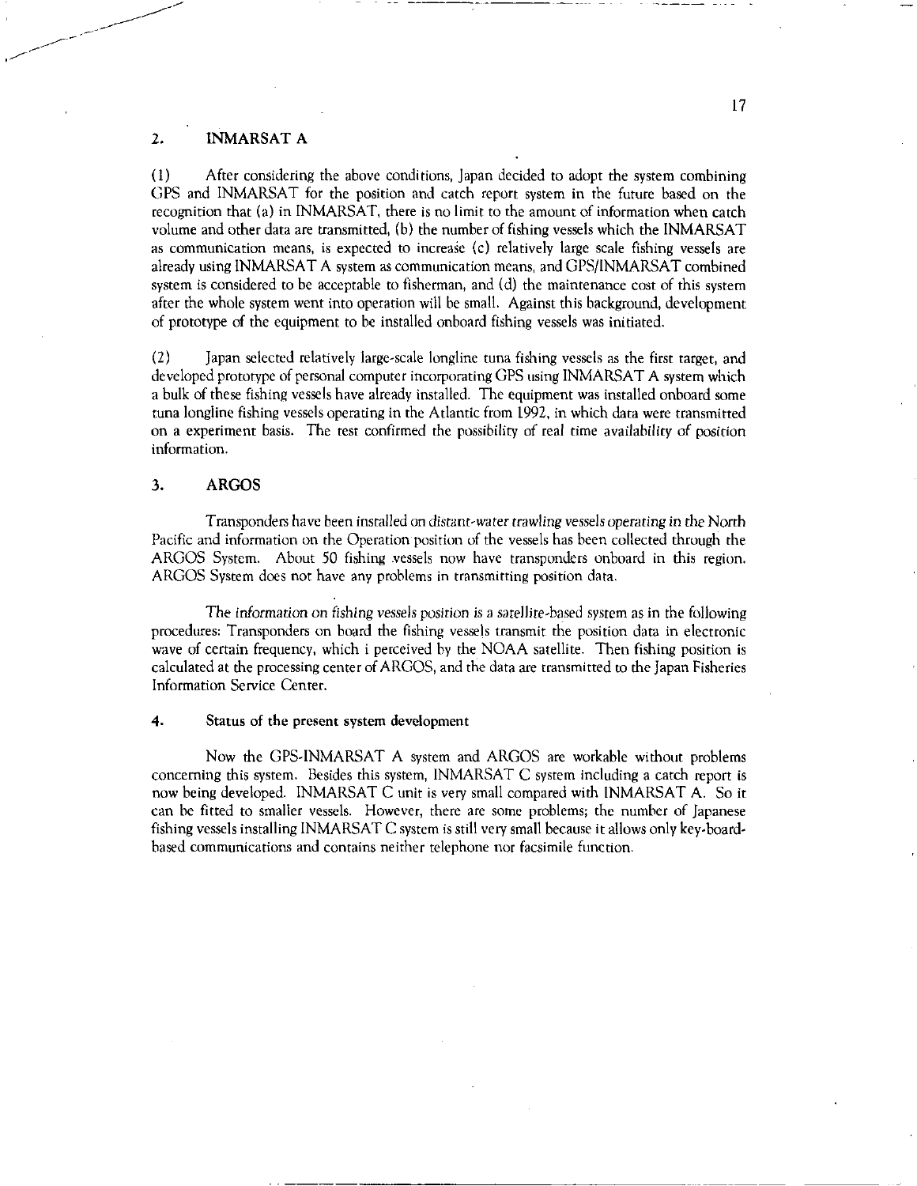## 2. INMARSAT A

(1) After considering the above conditions, Japan decided to adopt the system combining GPS and INMARSAT for the position and catch report system in the future based on the recognition that (a) in INMARSAT, there is no limit to the amount of information when catch volume and other data are transmitted, (b) the number of fishing vessels which the INMARSAT as communication means, is expected to increase (c) relatively large scale fishing vessels are already using INMARSAT A system as communication means, and GPS/INMARSAT combined system is considered to be acceptable to fisherman, and (d) the maintenance cost of this system after the whole system went into operation will be small. Against this background, development of prototype of the equipment to be installed onboard fishing vessels was initiated.

(2) Japan selected relatively large-scale longline tuna fishing vessels as the first target, and developed prototype of personal computer incorporating GPS using INMARSAT A system which a bulk of these fishing vessels have already installed. The equipment was installed onboard some tuna longline fishing vessels operating in the Atlantic from 1992, in which data were transmitted on a experiment basis. The test confirmed the possibility of real time availability of position information.

## 3. ARGOS

Transponders have been installed on distant-water trawling vessels operating in the North Pacific and information on the Operation position of the vessels has been collected through the ARGOS System. About 50 fishing vessels now have transponders onboard in this region. ARGOS System does not have any problems in transmitting position data.

The information on fishing vessels position is a satellite-based system as in the following procedures: Transponders on board the fishing vessels transmit the position data in electronic wave of certain frequency, which i perceived by the NOAA satellite. Then fishing position is calculated at the processing center of ARGOS, and the data are transmitted to the Japan Fisheries Information Service Center.

## 4. Status of the present system development

Now the GPS-INMARSAT A system and ARGOS are workable without problems concerning this system. Besides this system, INMARSAT C system including a catch report is now being developed. INMARSAT C unit is very small compared with INMARSAT A. So it can be fitted to smaller vessels. However, there are some problems; the number of Japanese fishing vessels installing INMARSAT C system is still very small because it allows only key-board-based communications and contains neither telephone nor facsimile function.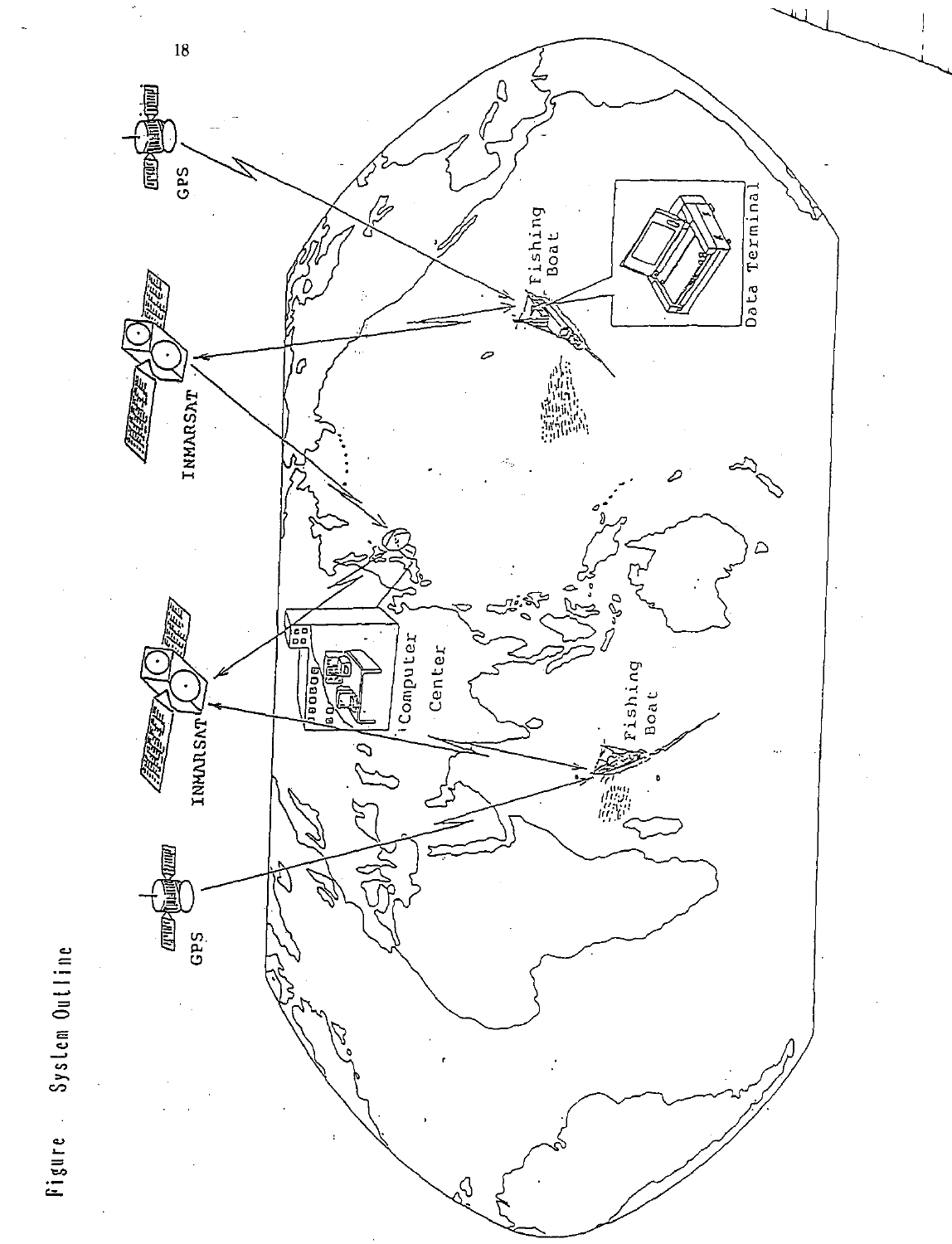Figure . System Outline

GPS

INMARSAT

Fishing Boat

Data Terminal

Computer Center

INMARSAT

Fishing Boat

GPS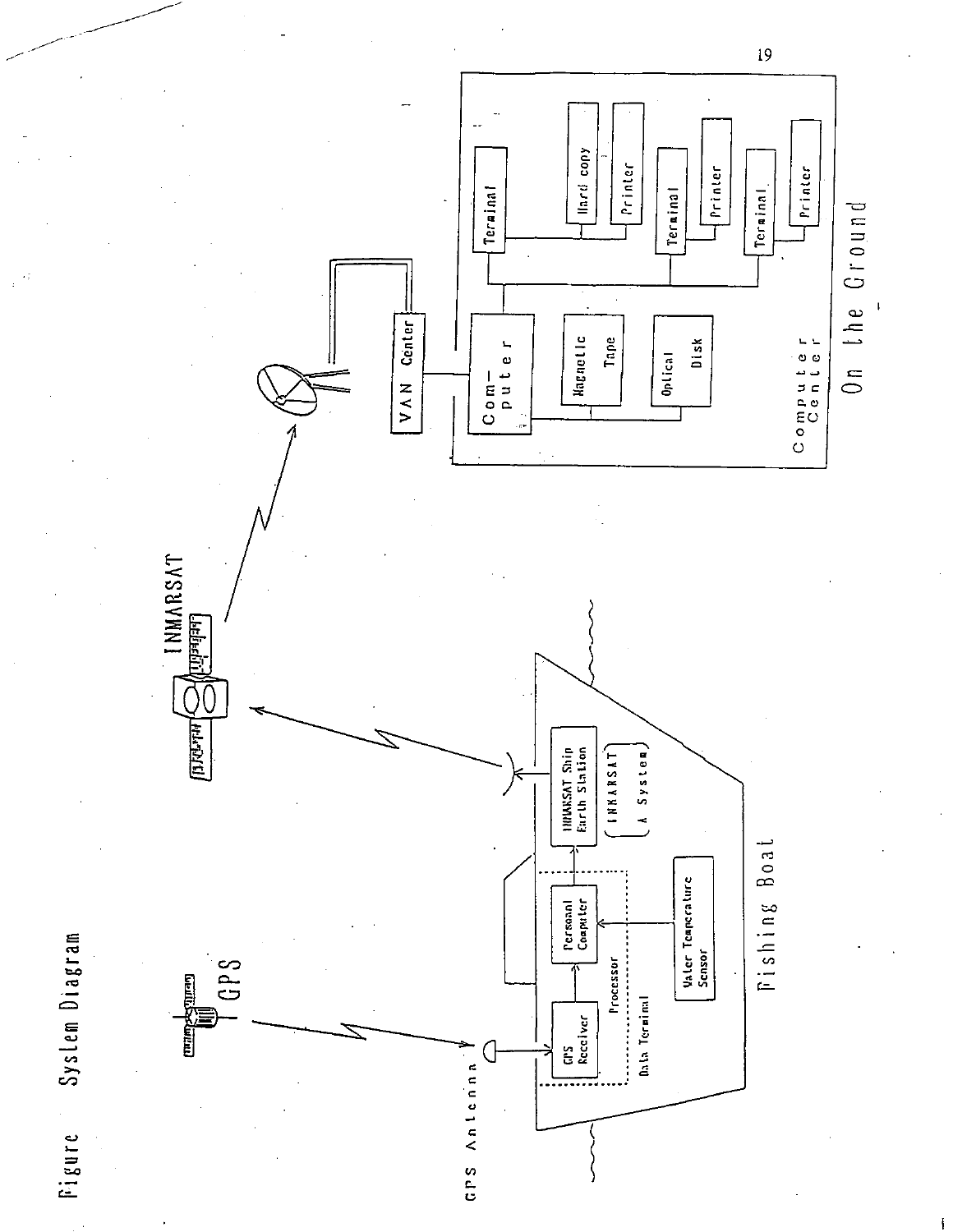Figure System Diagram

GPS

INMARSAT

GPS Antenna

GPS Receiver

Personal Computer

Processor

Data Terminal

INMARSAT Ship Earth Station

(INMARSAT A System)

Water Temperature Sensor

Fishing Boat

VAN Center

Com-puter

Magnetic Tape

Optical Disk

Terminal

Hard copy

Printer

Terminal

Printer

Terminal

Printer

Computer Center

On the Ground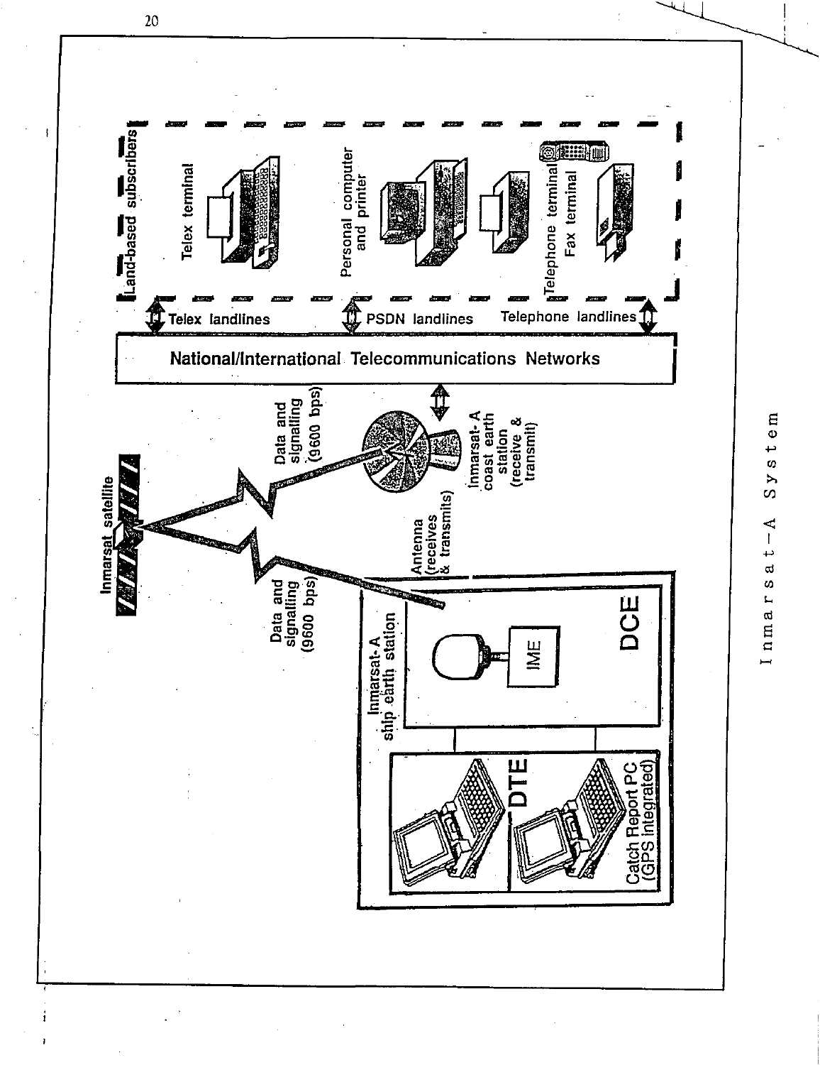Land-based subscribers

Telex terminal

Personal computer and printer

Telephone terminal
Fax terminal

Telex landlines

PSDN landlines

Telephone landlines

National/International Telecommunications Networks

Inmarsat satellite

Data and signalling (9600 bps)

Inmarsat-A coast earth station (receive & transmit)

Data and signalling (9600 bps)

Antenna (receives & transmits)

Inmarsat-A ship earth station

IME

DCE

DTE

Catch Report PC (GPS Integrated)

Inmarsat-A System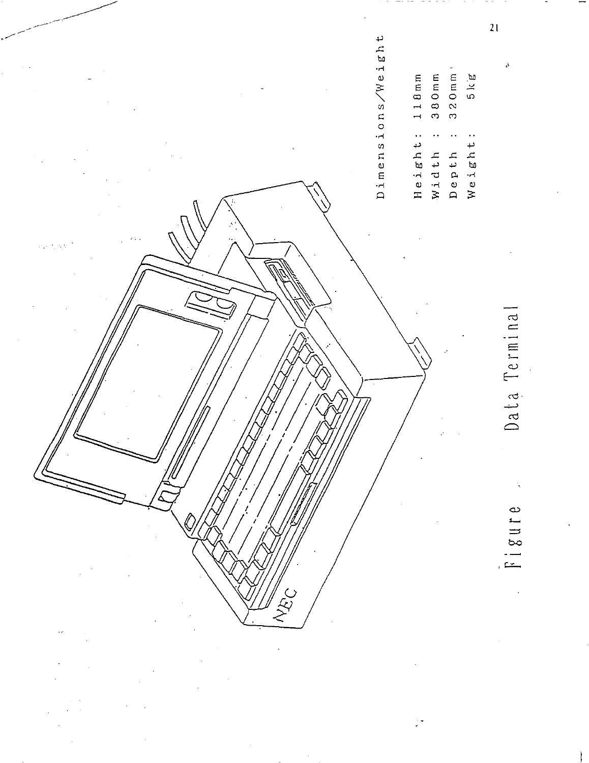Dimensions/Weight

Height: 118mm
Width : 380mm
Depth : 320mm
Weight: 5kg

Figure Data Terminal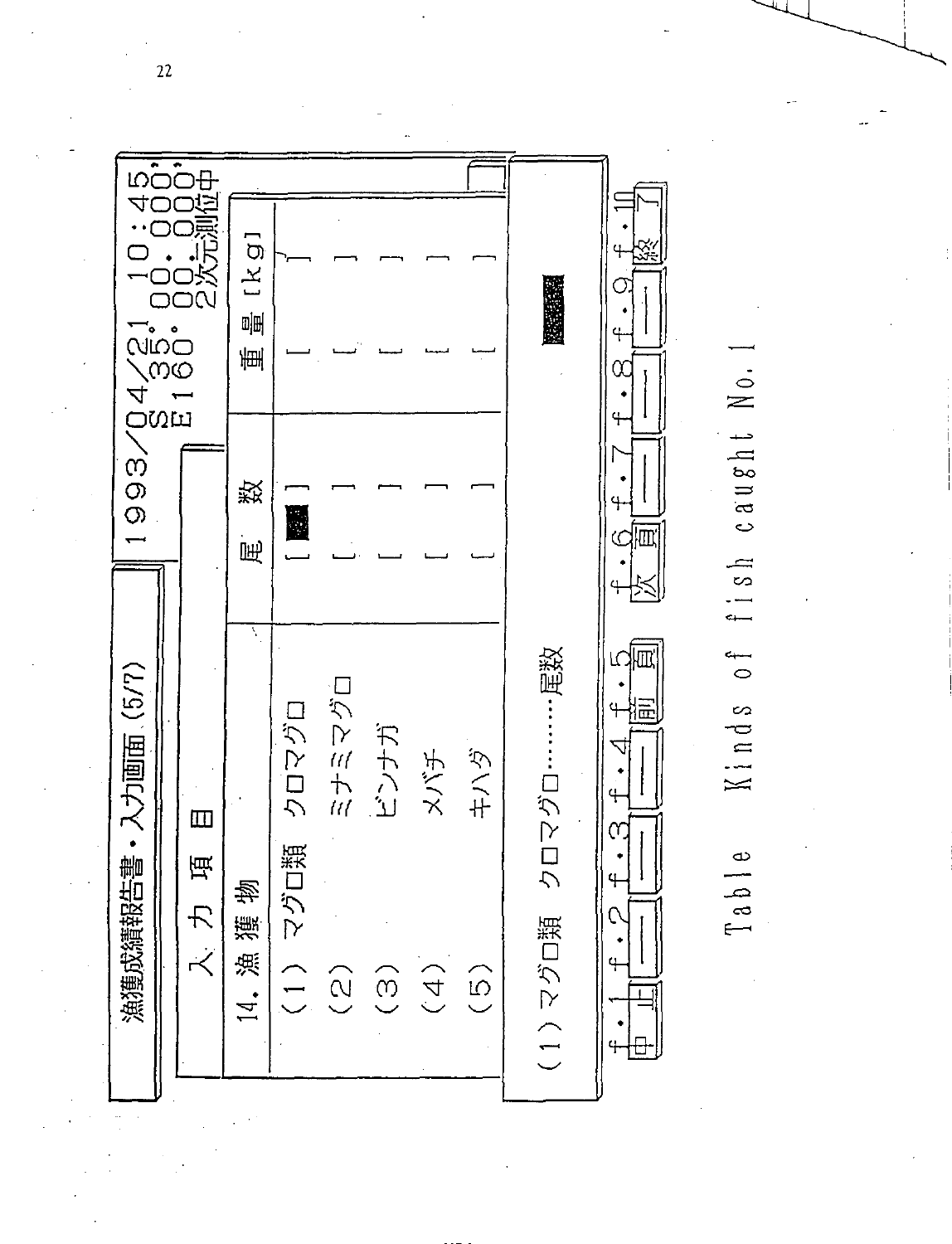漁獲成績報告書・入力画面 (5/7)

1993/04/21 10:45
S 35° 00. 000'
E 160° 00. 000'
2次元測位中

入力項目

| 14. 漁獲物 | 尾数 | 重量 [kg] |
|---|---|---|
| (1) マグロ類 クロマグロ | [ ] | [ ] |
| (2) ミナミマグロ | [ ] | [ ] |
| (3) ビンナガ | [ ] | [ ] |
| (4) メバチ | [ ] | [ ] |
| (5) キハダ | [ ] | [ ] |

(1) マグロ類 クロマグロ……尾数

f・1 中止 | f・2 — | f・3 — | f・4 — | f・5 前頁 | f・6 次頁 | f・7 — | f・8 — | f・9 — | f・10 終了

Table Kinds of fish caught No. 1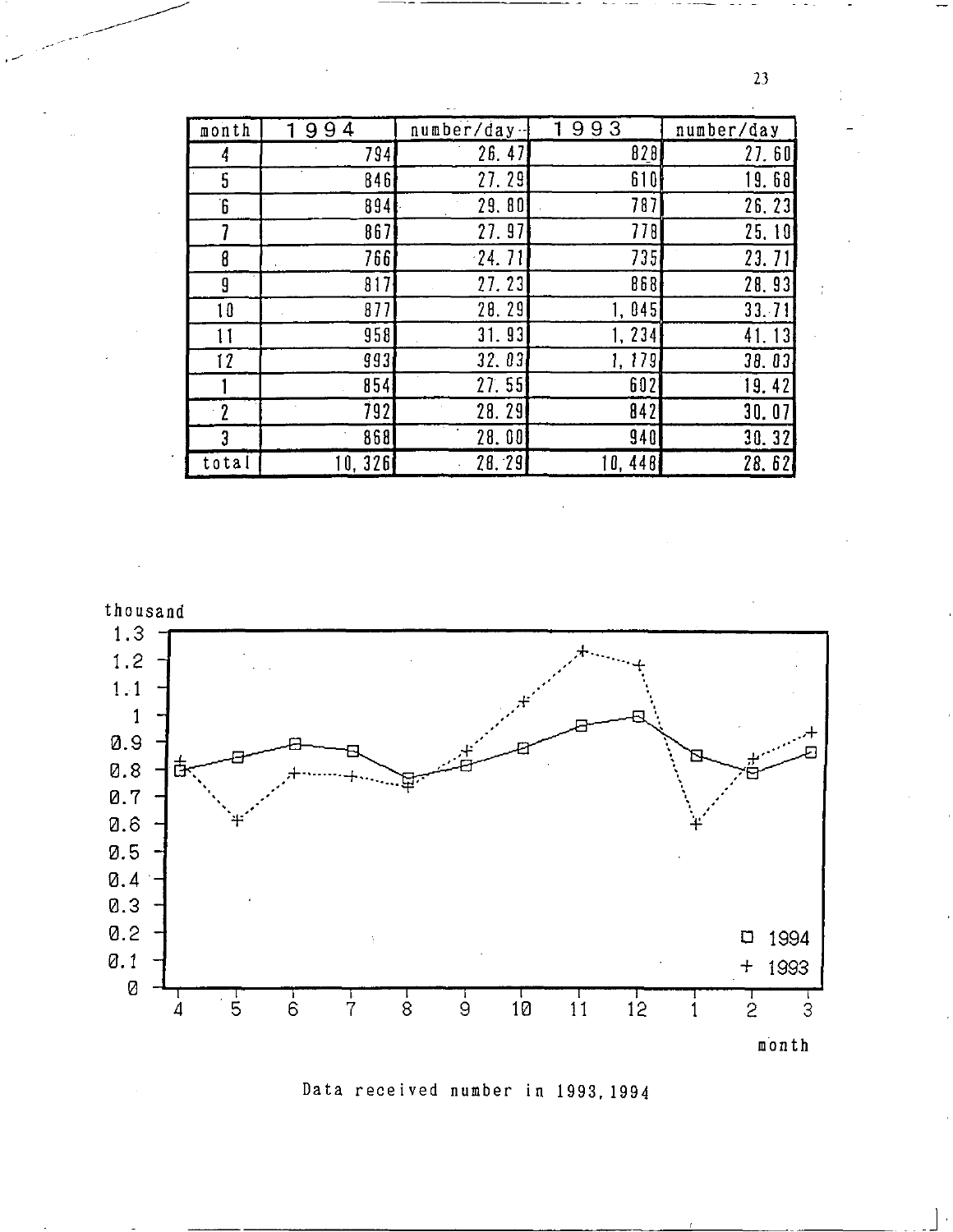| month | 1994 | number/day | 1993 | number/day |
|---|---|---|---|---|
| 4 | 794 | 26.47 | 828 | 27.60 |
| 5 | 846 | 27.29 | 610 | 19.68 |
| 6 | 894 | 29.80 | 787 | 26.23 |
| 7 | 867 | 27.97 | 778 | 25.10 |
| 8 | 766 | 24.71 | 735 | 23.71 |
| 9 | 817 | 27.23 | 868 | 28.93 |
| 10 | 877 | 28.29 | 1,045 | 33.71 |
| 11 | 958 | 31.93 | 1,234 | 41.13 |
| 12 | 993 | 32.03 | 1,179 | 38.03 |
| 1 | 854 | 27.55 | 602 | 19.42 |
| 2 | 792 | 28.29 | 842 | 30.07 |
| 3 | 868 | 28.00 | 940 | 30.32 |
| total | 10,326 | 28.29 | 10,448 | 28.62 |

Data received number in 1993, 1994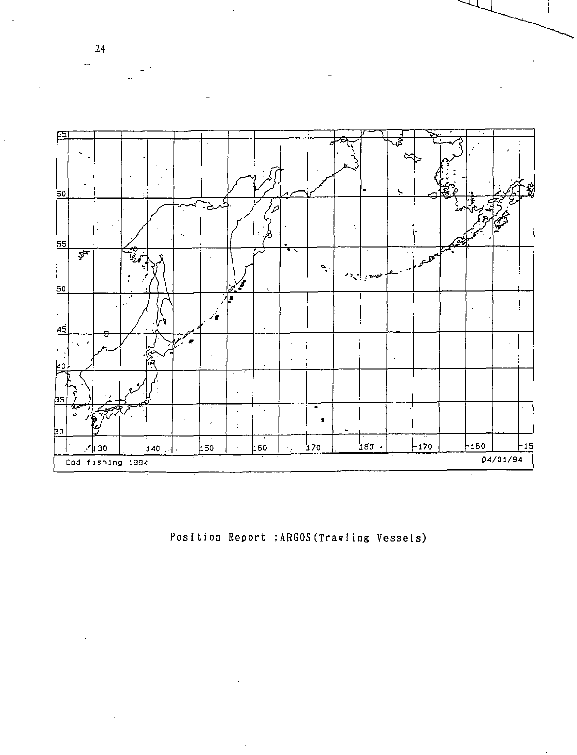Cod fishing 1994

04/01/94

Position Report ;ARGOS(Trawling Vessels)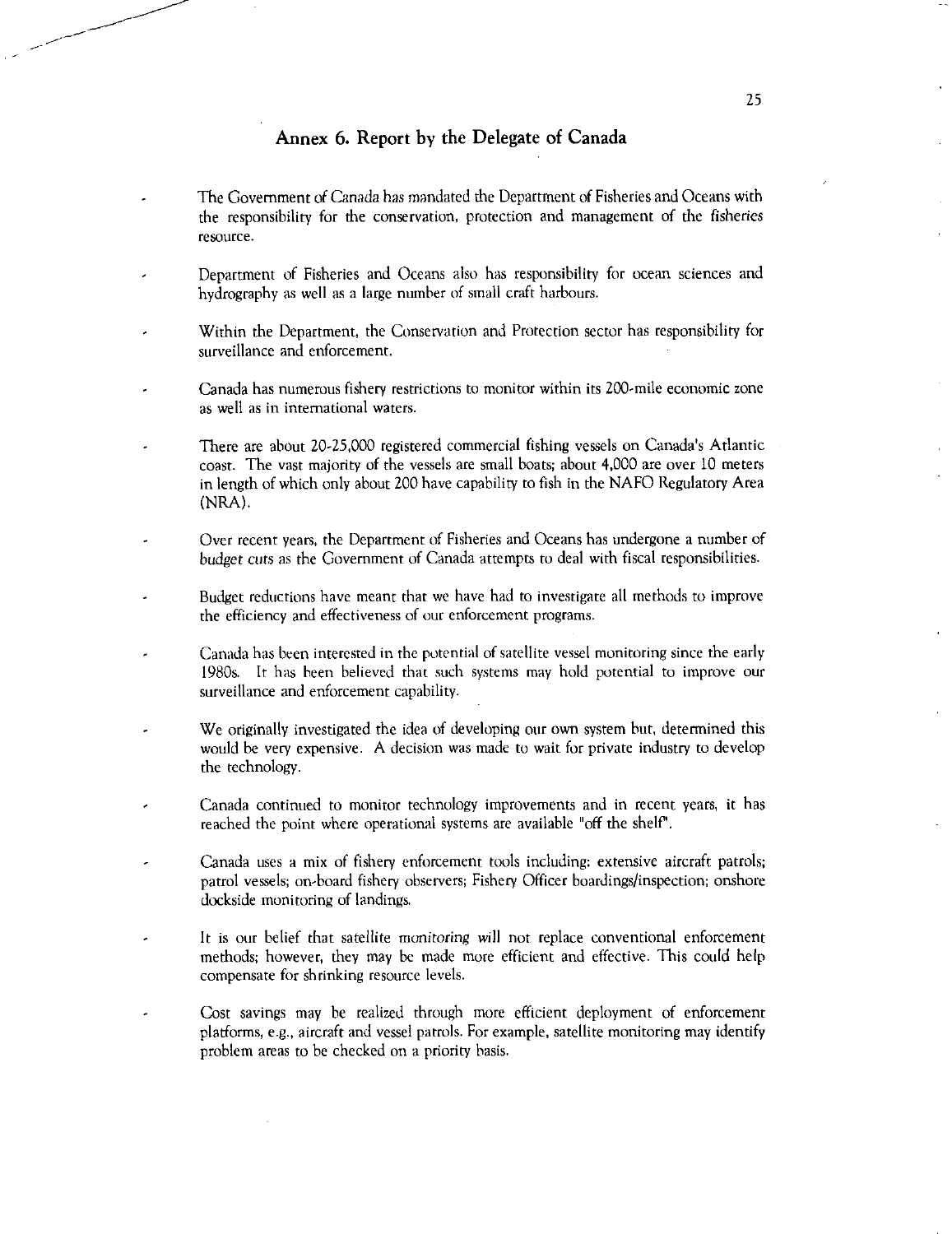## Annex 6. Report by the Delegate of Canada

- The Government of Canada has mandated the Department of Fisheries and Oceans with the responsibility for the conservation, protection and management of the fisheries resource.

- Department of Fisheries and Oceans also has responsibility for ocean sciences and hydrography as well as a large number of small craft harbours.

- Within the Department, the Conservation and Protection sector has responsibility for surveillance and enforcement.

- Canada has numerous fishery restrictions to monitor within its 200-mile economic zone as well as in international waters.

- There are about 20-25,000 registered commercial fishing vessels on Canada's Atlantic coast. The vast majority of the vessels are small boats; about 4,000 are over 10 meters in length of which only about 200 have capability to fish in the NAFO Regulatory Area (NRA).

- Over recent years, the Department of Fisheries and Oceans has undergone a number of budget cuts as the Government of Canada attempts to deal with fiscal responsibilities.

- Budget reductions have meant that we have had to investigate all methods to improve the efficiency and effectiveness of our enforcement programs.

- Canada has been interested in the potential of satellite vessel monitoring since the early 1980s. It has been believed that such systems may hold potential to improve our surveillance and enforcement capability.

- We originally investigated the idea of developing our own system but, determined this would be very expensive. A decision was made to wait for private industry to develop the technology.

- Canada continued to monitor technology improvements and in recent years, it has reached the point where operational systems are available "off the shelf".

- Canada uses a mix of fishery enforcement tools including: extensive aircraft patrols; patrol vessels; on-board fishery observers; Fishery Officer boardings/inspection; onshore dockside monitoring of landings.

- It is our belief that satellite monitoring will not replace conventional enforcement methods; however, they may be made more efficient and effective. This could help compensate for shrinking resource levels.

- Cost savings may be realized through more efficient deployment of enforcement platforms, e.g., aircraft and vessel patrols. For example, satellite monitoring may identify problem areas to be checked on a priority basis.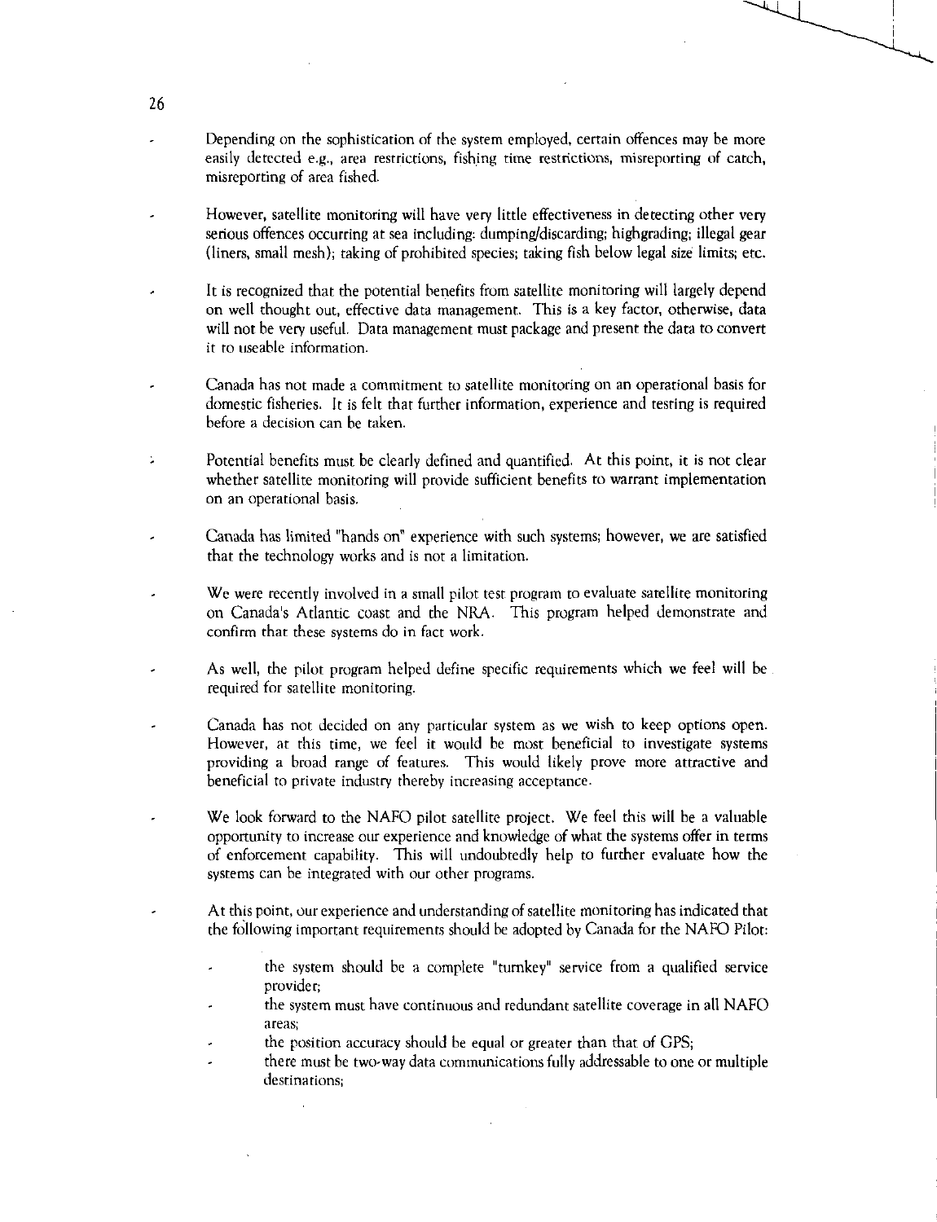- Depending on the sophistication of the system employed, certain offences may be more easily detected e.g., area restrictions, fishing time restrictions, misreporting of catch, misreporting of area fished.

- However, satellite monitoring will have very little effectiveness in detecting other very serious offences occurring at sea including: dumping/discarding; highgrading; illegal gear (liners, small mesh); taking of prohibited species; taking fish below legal size limits; etc.

- It is recognized that the potential benefits from satellite monitoring will largely depend on well thought out, effective data management. This is a key factor, otherwise, data will not be very useful. Data management must package and present the data to convert it to useable information.

- Canada has not made a commitment to satellite monitoring on an operational basis for domestic fisheries. It is felt that further information, experience and testing is required before a decision can be taken.

- Potential benefits must be clearly defined and quantified. At this point, it is not clear whether satellite monitoring will provide sufficient benefits to warrant implementation on an operational basis.

- Canada has limited "hands on" experience with such systems; however, we are satisfied that the technology works and is not a limitation.

- We were recently involved in a small pilot test program to evaluate satellite monitoring on Canada's Atlantic coast and the NRA. This program helped demonstrate and confirm that these systems do in fact work.

- As well, the pilot program helped define specific requirements which we feel will be required for satellite monitoring.

- Canada has not decided on any particular system as we wish to keep options open. However, at this time, we feel it would be most beneficial to investigate systems providing a broad range of features. This would likely prove more attractive and beneficial to private industry thereby increasing acceptance.

- We look forward to the NAFO pilot satellite project. We feel this will be a valuable opportunity to increase our experience and knowledge of what the systems offer in terms of enforcement capability. This will undoubtedly help to further evaluate how the systems can be integrated with our other programs.

- At this point, our experience and understanding of satellite monitoring has indicated that the following important requirements should be adopted by Canada for the NAFO Pilot:

    - the system should be a complete "turnkey" service from a qualified service provider;
    - the system must have continuous and redundant satellite coverage in all NAFO areas;
    - the position accuracy should be equal or greater than that of GPS;
    - there must be two-way data communications fully addressable to one or multiple destinations;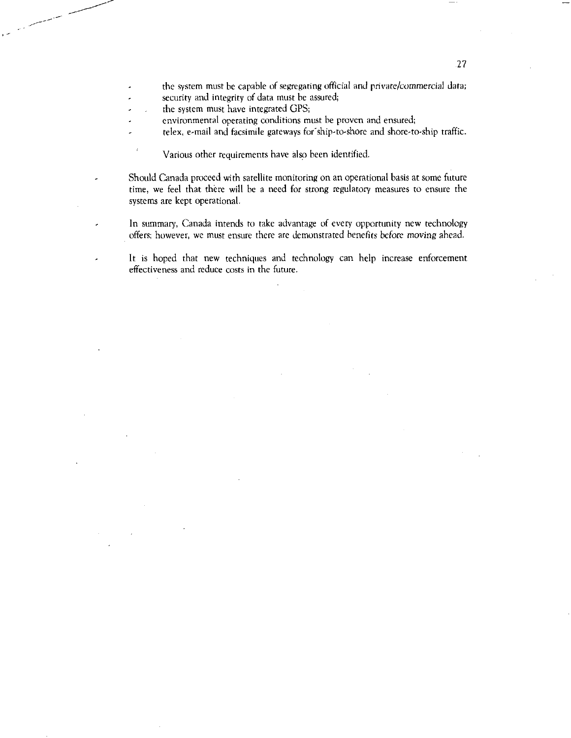- the system must be capable of segregating official and private/commercial data;
- security and integrity of data must be assured;
- the system must have integrated GPS;
- environmental operating conditions must be proven and ensured;
- telex, e-mail and facsimile gateways for ship-to-shore and shore-to-ship traffic.

  Various other requirements have also been identified.

- Should Canada proceed with satellite monitoring on an operational basis at some future time, we feel that there will be a need for strong regulatory measures to ensure the systems are kept operational.

- In summary, Canada intends to take advantage of every opportunity new technology offers; however, we must ensure there are demonstrated benefits before moving ahead.

- It is hoped that new techniques and technology can help increase enforcement effectiveness and reduce costs in the future.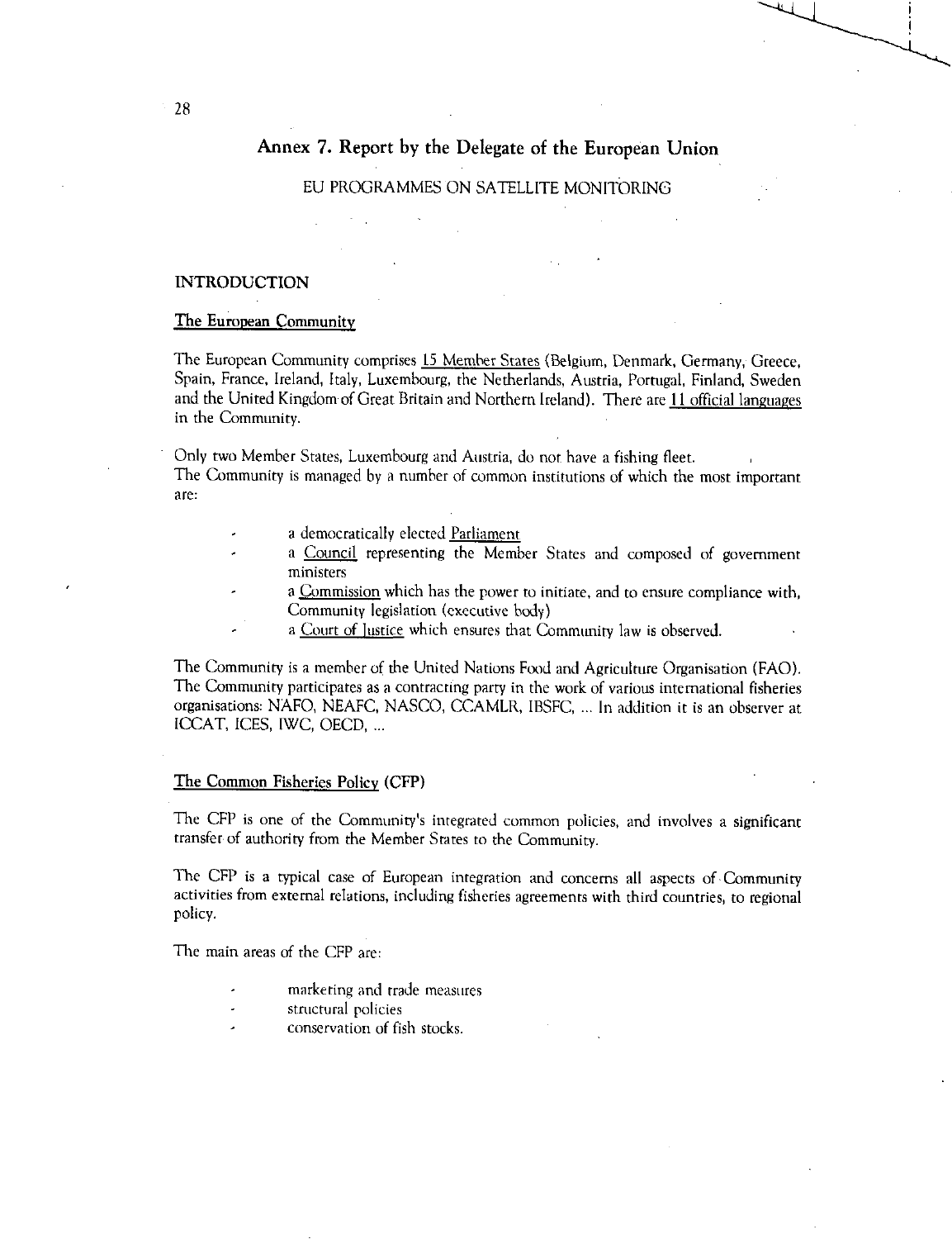# Annex 7. Report by the Delegate of the European Union

EU PROGRAMMES ON SATELLITE MONITORING

## INTRODUCTION

### The European Community

The European Community comprises 15 Member States (Belgium, Denmark, Germany, Greece, Spain, France, Ireland, Italy, Luxembourg, the Netherlands, Austria, Portugal, Finland, Sweden and the United Kingdom of Great Britain and Northern Ireland). There are 11 official languages in the Community.

Only two Member States, Luxembourg and Austria, do not have a fishing fleet.
The Community is managed by a number of common institutions of which the most important are:

- a democratically elected Parliament
- a Council representing the Member States and composed of government ministers
- a Commission which has the power to initiate, and to ensure compliance with, Community legislation (executive body)
- a Court of Justice which ensures that Community law is observed.

The Community is a member of the United Nations Food and Agriculture Organisation (FAO). The Community participates as a contracting party in the work of various international fisheries organisations: NAFO, NEAFC, NASCO, CCAMLR, IBSFC, ... In addition it is an observer at ICCAT, ICES, IWC, OECD, ...

### The Common Fisheries Policy (CFP)

The CFP is one of the Community's integrated common policies, and involves a significant transfer of authority from the Member States to the Community.

The CFP is a typical case of European integration and concerns all aspects of Community activities from external relations, including fisheries agreements with third countries, to regional policy.

The main areas of the CFP are:

- marketing and trade measures
- structural policies
- conservation of fish stocks.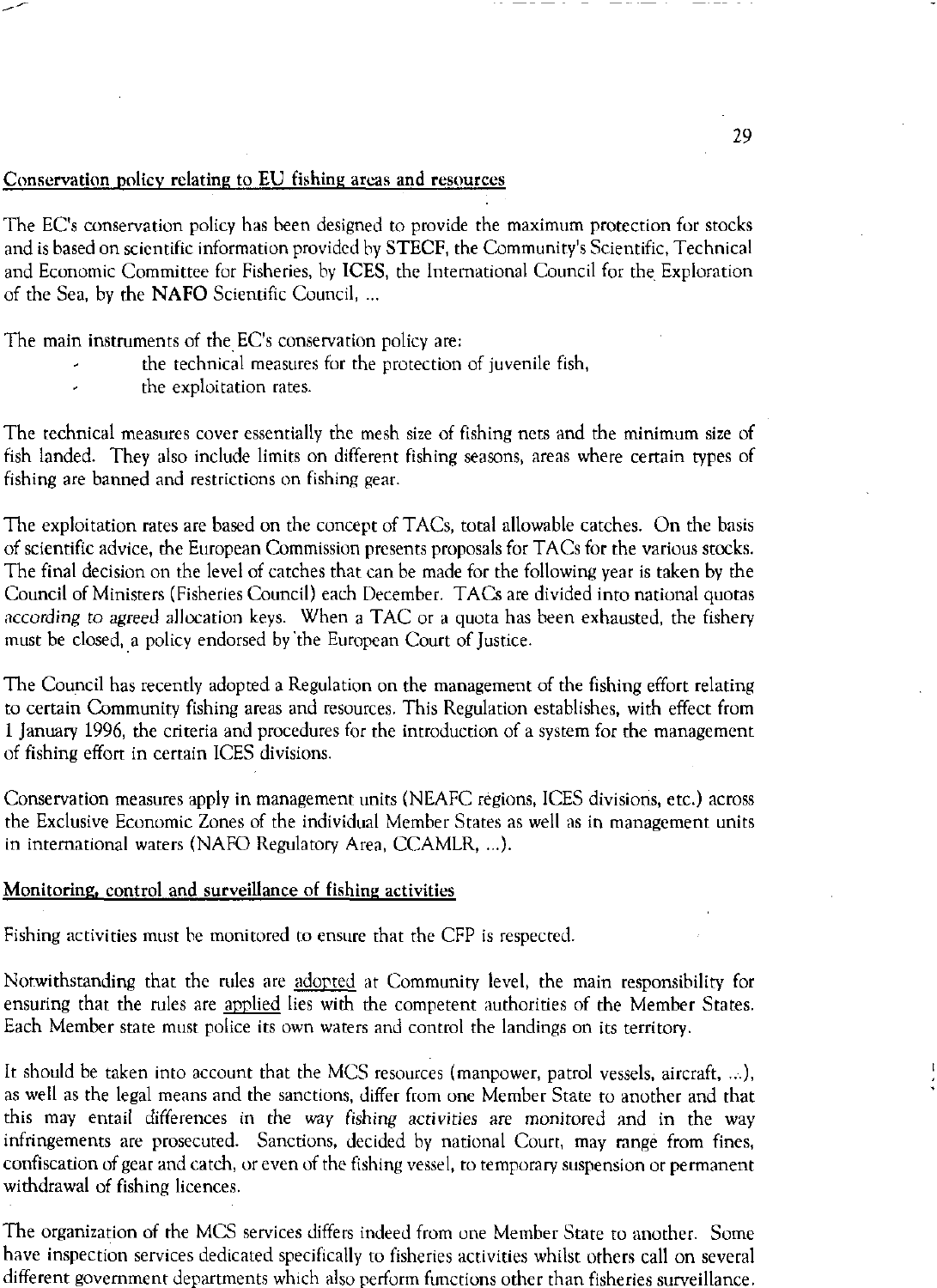## Conservation policy relating to EU fishing areas and resources

The EC's conservation policy has been designed to provide the maximum protection for stocks and is based on scientific information provided by **STECF**, the Community's Scientific, Technical and Economic Committee for Fisheries, by **ICES**, the International Council for the Exploration of the Sea, by the **NAFO** Scientific Council, ...

The main instruments of the EC's conservation policy are:

- the technical measures for the protection of juvenile fish,
- the exploitation rates.

The technical measures cover essentially the mesh size of fishing nets and the minimum size of fish landed. They also include limits on different fishing seasons, areas where certain types of fishing are banned and restrictions on fishing gear.

The exploitation rates are based on the concept of TACs, total allowable catches. On the basis of scientific advice, the European Commission presents proposals for TACs for the various stocks. The final decision on the level of catches that can be made for the following year is taken by the Council of Ministers (Fisheries Council) each December. TACs are divided into national quotas according to agreed allocation keys. When a TAC or a quota has been exhausted, the fishery must be closed, a policy endorsed by the European Court of Justice.

The Council has recently adopted a Regulation on the management of the fishing effort relating to certain Community fishing areas and resources. This Regulation establishes, with effect from 1 January 1996, the criteria and procedures for the introduction of a system for the management of fishing effort in certain ICES divisions.

Conservation measures apply in management units (NEAFC regions, ICES divisions, etc.) across the Exclusive Economic Zones of the individual Member States as well as in management units in international waters (NAFO Regulatory Area, CCAMLR, ...).

## Monitoring, control and surveillance of fishing activities

Fishing activities must be monitored to ensure that the CFP is respected.

Notwithstanding that the rules are adopted at Community level, the main responsibility for ensuring that the rules are applied lies with the competent authorities of the Member States. Each Member state must police its own waters and control the landings on its territory.

It should be taken into account that the MCS resources (manpower, patrol vessels, aircraft, ...), as well as the legal means and the sanctions, differ from one Member State to another and that this may entail differences in the way fishing activities are monitored and in the way infringements are prosecuted. Sanctions, decided by national Court, may range from fines, confiscation of gear and catch, or even of the fishing vessel, to temporary suspension or permanent withdrawal of fishing licences.

The organization of the MCS services differs indeed from one Member State to another. Some have inspection services dedicated specifically to fisheries activities whilst others call on several different government departments which also perform functions other than fisheries surveillance.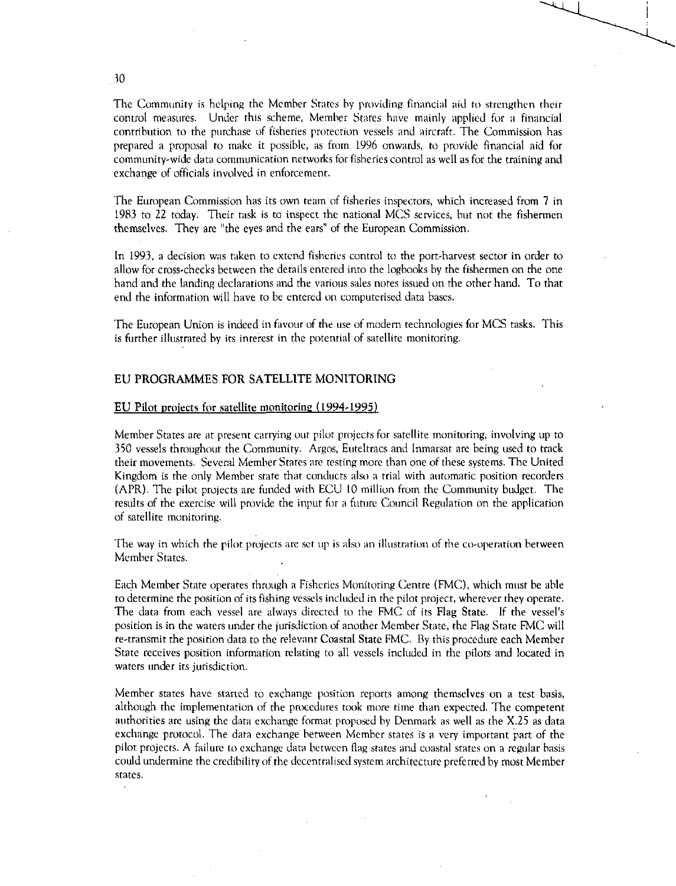The Community is helping the Member States by providing financial aid to strengthen their control measures. Under this scheme, Member States have mainly applied for a financial contribution to the purchase of fisheries protection vessels and aircraft. The Commission has prepared a proposal to make it possible, as from 1996 onwards, to provide financial aid for community-wide data communication networks for fisheries control as well as for the training and exchange of officials involved in enforcement.

The European Commission has its own team of fisheries inspectors, which increased from 7 in 1983 to 22 today. Their task is to inspect the national MCS services, but not the fishermen themselves. They are "the eyes and the ears" of the European Commission.

In 1993, a decision was taken to extend fisheries control to the port-harvest sector in order to allow for cross-checks between the details entered into the logbooks by the fishermen on the one hand and the landing declarations and the various sales notes issued on the other hand. To that end the information will have to be entered on computerised data bases.

The European Union is indeed in favour of the use of modern technologies for MCS tasks. This is further illustrated by its interest in the potential of satellite monitoring.

## EU PROGRAMMES FOR SATELLITE MONITORING

### EU Pilot projects for satellite monitoring (1994-1995)

Member States are at present carrying out pilot projects for satellite monitoring, involving up to 350 vessels throughout the Community. Argos, Euteltracs and Inmarsat are being used to track their movements. Several Member States are testing more than one of these systems. The United Kingdom is the only Member state that conducts also a trial with automatic position recorders (APR). The pilot projects are funded with ECU 10 million from the Community budget. The results of the exercise will provide the input for a future Council Regulation on the application of satellite monitoring.

The way in which the pilot projects are set up is also an illustration of the co-operation between Member States.

Each Member State operates through a Fisheries Monitoring Centre (FMC), which must be able to determine the position of its fishing vessels included in the pilot project, wherever they operate. The data from each vessel are always directed to the FMC of its **Flag State**. If the vessel's position is in the waters under the jurisdiction of another Member State, the Flag State FMC will re-transmit the position data to the relevant **Coastal State** FMC. By this procedure each Member State receives position information relating to all vessels included in the pilots and located in waters under its jurisdiction.

Member states have started to exchange position reports among themselves on a test basis, although the implementation of the procedures took more time than expected. The competent authorities are using the data exchange format proposed by Denmark as well as the X.25 as data exchange protocol. The data exchange between Member states is a very important part of the pilot projects. A failure to exchange data between flag states and coastal states on a regular basis could undermine the credibility of the decentralised system architecture preferred by most Member states.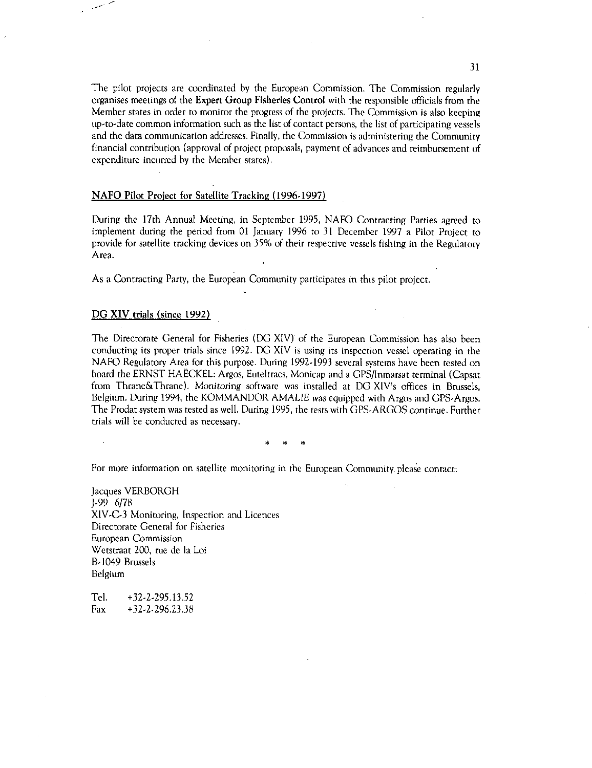The pilot projects are coordinated by the European Commission. The Commission regularly organises meetings of the **Expert Group Fisheries Control** with the responsible officials from the Member states in order to monitor the progress of the projects. The Commission is also keeping up-to-date common information such as the list of contact persons, the list of participating vessels and the data communication addresses. Finally, the Commission is administering the Community financial contribution (approval of project proposals, payment of advances and reimbursement of expenditure incurred by the Member states).

## NAFO Pilot Project for Satellite Tracking (1996-1997)

During the 17th Annual Meeting, in September 1995, NAFO Contracting Parties agreed to implement during the period from 01 January 1996 to 31 December 1997 a Pilot Project to provide for satellite tracking devices on 35% of their respective vessels fishing in the Regulatory Area.

As a Contracting Party, the European Community participates in this pilot project.

## DG XIV trials (since 1992)

The Directorate General for Fisheries (DG XIV) of the European Commission has also been conducting its proper trials since 1992. DG XIV is using its inspection vessel operating in the NAFO Regulatory Area for this purpose. During 1992-1993 several systems have been tested on board the ERNST HAECKEL: Argos, Euteltracs, Monicap and a GPS/Inmarsat terminal (Capsat from Thrane&Thrane). Monitoring software was installed at DG XIV's offices in Brussels, Belgium. During 1994, the KOMMANDOR AMALIE was equipped with Argos and GPS-Argos. The Prodat system was tested as well. During 1995, the tests with GPS-ARGOS continue. Further trials will be conducted as necessary.

\* \* \*

For more information on satellite monitoring in the European Community please contact:

Jacques VERBORGH
J-99 6/78
XIV-C-3 Monitoring, Inspection and Licences
Directorate General for Fisheries
European Commission
Wetstraat 200, rue de la Loi
B-1049 Brussels
Belgium

Tel. +32-2-295.13.52
Fax +32-2-296.23.38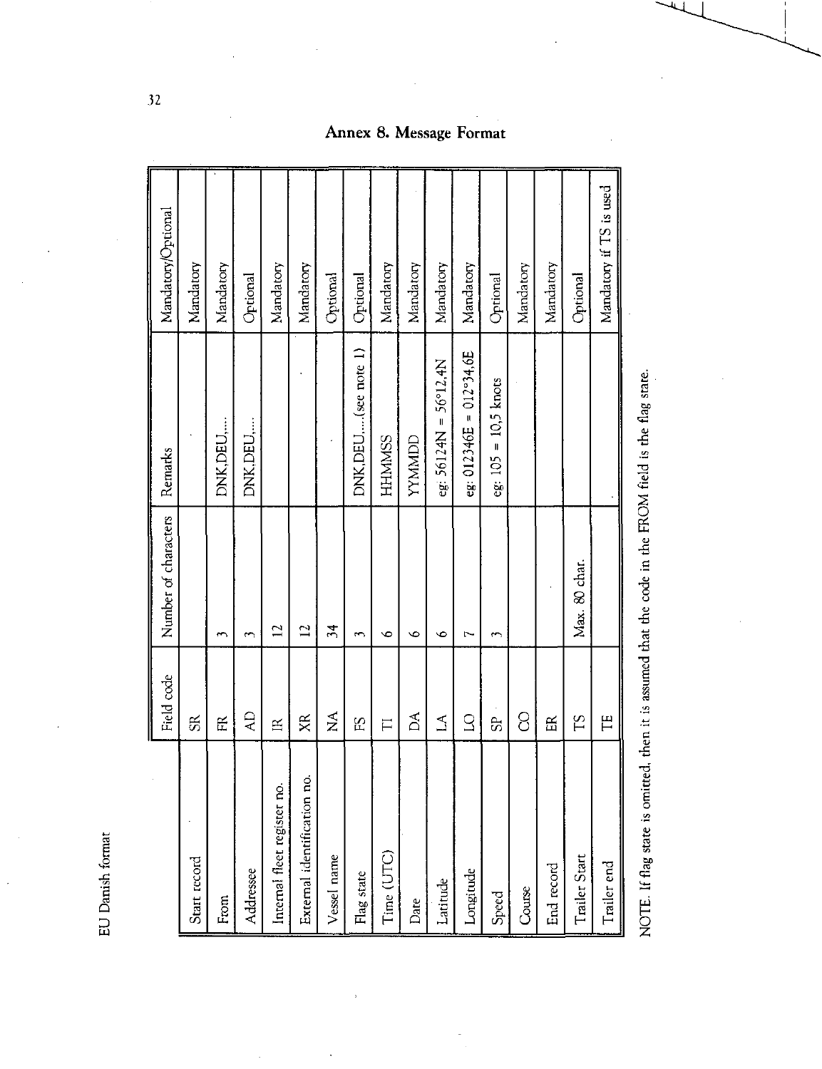## Annex 8. Message Format

EU Danish format

| | Field code | Number of characters | Remarks | Mandatory/Optional |
|---|---|---|---|---|
| Start record | SR | | | Mandatory |
| From | FR | 3 | DNK,DEU,.... | Mandatory |
| Addressee | AD | 3 | DNK,DEU,.... | Optional |
| Internal fleet register no. | IR | 12 | | Mandatory |
| External identification no. | XR | 12 | | Mandatory |
| Vessel name | NA | 34 | | Optional |
| Flag state | FS | 3 | DNK,DEU,....(see note 1) | Optional |
| Time (UTC) | TI | 6 | HHMMSS | Mandatory |
| Date | DA | 6 | YYMMDD | Mandatory |
| Latitude | LA | 6 | eg: 56124N = 56°12,4N | Mandatory |
| Longitude | LO | 7 | eg: 012346E = 012°34,6E | Mandatory |
| Speed | SP | 3 | eg: 105 = 10,5 knots | Optional |
| Course | CO | | | Mandatory |
| End record | ER | | | Mandatory |
| Trailer Start | TS | Max. 80 char. | | Optional |
| Trailer end | TE | | | Mandatory if TS is used |

NOTE. If flag state is omitted, then it is assumed that the code in the FROM field is the flag state.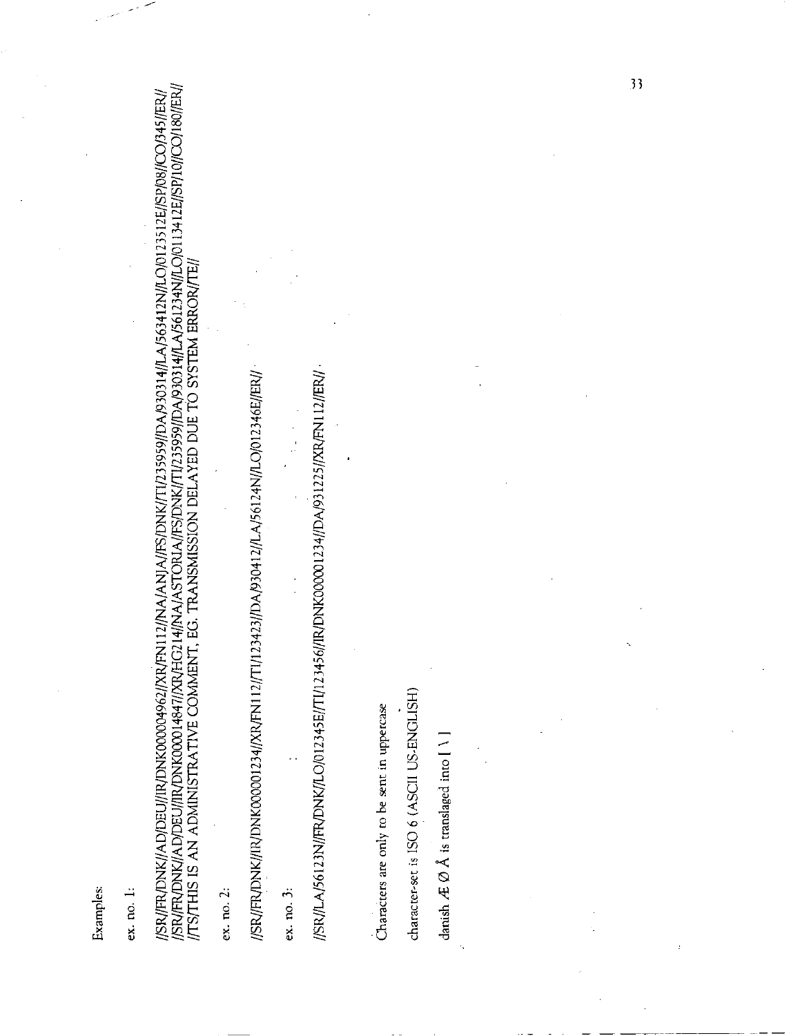Examples:

ex. no. 1:

```
//SR//FR/DNK//AD/DEU//IR/DNK000004962//XR/FN112//NA/ANJA//FS/DNK//TI/235959//DA/930314//LA/563412N//LO/0123512E//SP/08//CO/345//ER//
//SR//FR/DNK//AD/DEU//IR/DNK000014847//XR/HG214//NA/ASTORIA//FS/DNK//TI/235959//DA/930314//LA/561234N//LO/0113412E//SP/10//CO/180//ER//
//TS/THIS IS AN ADMINISTRATIVE COMMENT, EG. TRANSMISSION DELAYED DUE TO SYSTEM ERROR//TE//
```

ex. no. 2:

```
//SR//FR/DNK//IR/DNK000001234//XR/FN112//TI/123423//DA/930412//LA/56124N//LO/012346E//ER//
```

ex. no. 3:

```
//SR//LA/56123N//FR/DNK//LO/012345E//TI/123456//IR/DNK000001234//DA/931225//XR/FN112//ER//
```

Characters are only to be sent in uppercase

character-set is ISO 6 (ASCII US-ENGLISH)

danish Æ Ø Å is translaged into [ \ ]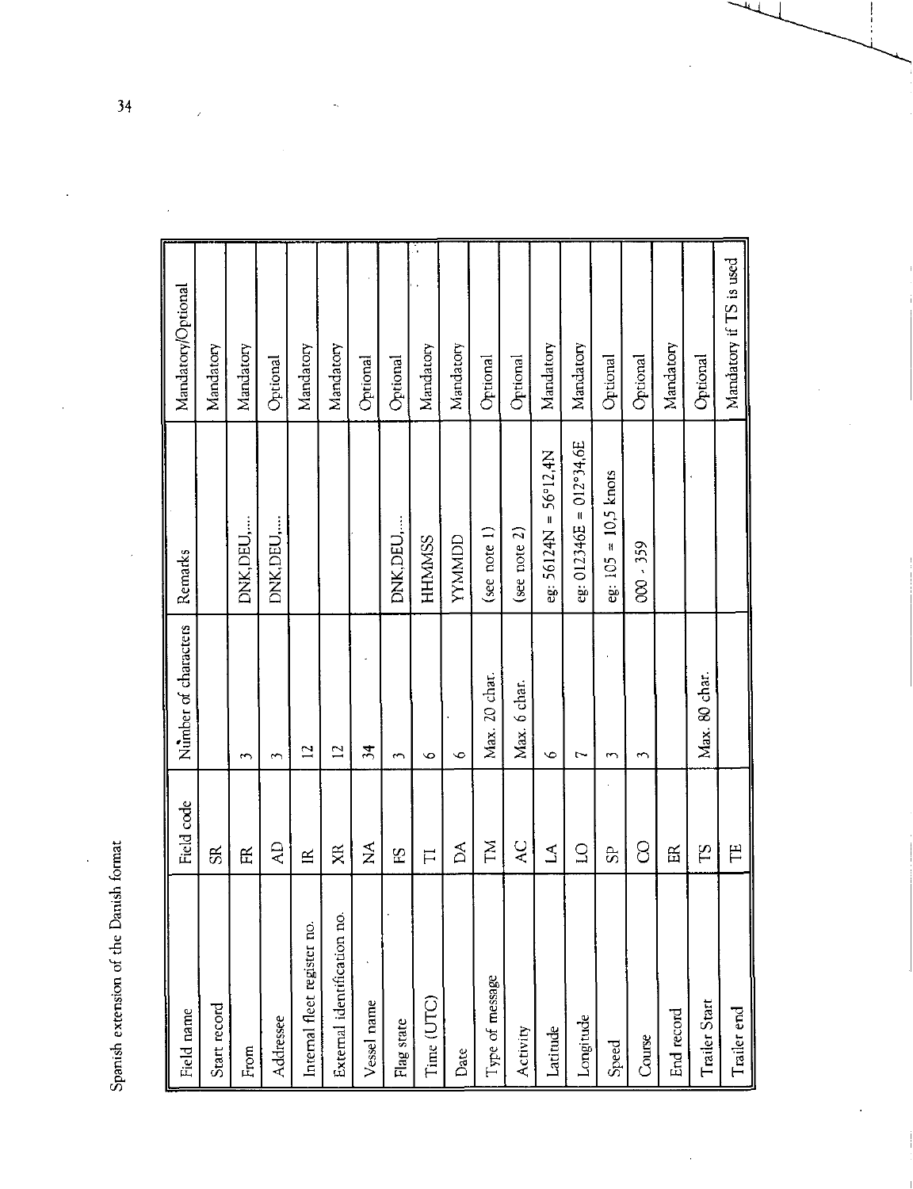Spanish extension of the Danish format

| Field name | Field code | Number of characters | Remarks | Mandatory/Optional |
|---|---|---|---|---|
| Start record | SR | | | Mandatory |
| From | FR | 3 | DNK,DEU,.... | Mandatory |
| Addressee | AD | 3 | DNK,DEU,.... | Optional |
| Internal fleet register no. | IR | 12 | | Mandatory |
| External identification no. | XR | 12 | | Mandatory |
| Vessel name | NA | 34 | | Optional |
| Flag state | FS | 3 | DNK,DEU,.... | Optional |
| Time (UTC) | TI | 6 | HHMMSS | Mandatory |
| Date | DA | 6 | YYMMDD | Mandatory |
| Type of message | TM | Max. 20 char. | (see note 1) | Optional |
| Activity | AC | Max. 6 char. | (see note 2) | Optional |
| Latitude | LA | 6 | eg: 56124N = 56°12,4N | Mandatory |
| Longitude | LO | 7 | eg: 012346E = 012°34,6E | Mandatory |
| Speed | SP | 3 | eg: 105 = 10,5 knots | Optional |
| Course | CO | 3 | 000 - 359 | Optional |
| End record | ER | | | Mandatory |
| Trailer Start | TS | Max. 80 char. | | Optional |
| Trailer end | TE | | | Mandatory if TS is used |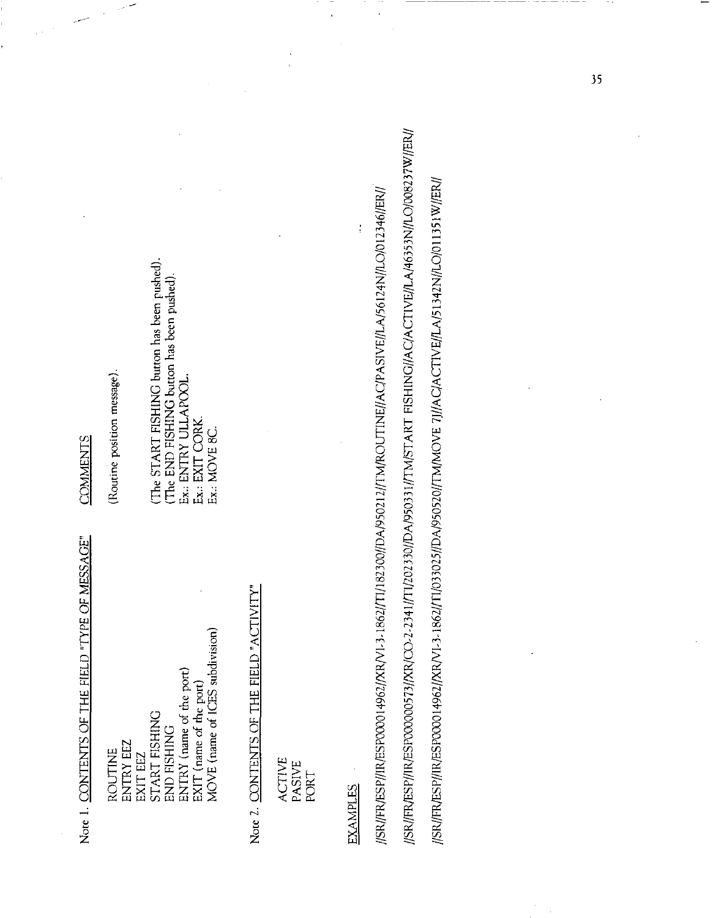Note 1. CONTENTS OF THE FIELD "TYPE OF MESSAGE"

| | COMMENTS |
|---|---|
| ROUTINE | (Routine position message). |
| ENTRY EEZ | |
| EXIT EEZ | |
| START FISHING | (The START FISHING button has been pushed). |
| END FISHING | (The END FISHING button has been pushed). |
| ENTRY (name of the port) | Ex.: ENTRY ULLAPOOL. |
| EXIT (name of the port) | Ex.: EXIT CORK. |
| MOVE (name of ICES subdivision) | Ex.: MOVE 8C. |

Note 2. CONTENTS OF THE FIELD "ACTIVITY"

ACTIVE
PASIVE
PORT

EXAMPLES

//SR//FR/ESP//IR/ESP000014962//XR/VI-3-1862//TI/182300//DA/950212//TM/ROUTINE//AC/PASIVE//LA/56124N//LO/012346//ER//

//SR//FR/ESP//IR/ESP000000573//XR/CO-2-2341//TI/202330//DA/950331//TM/START FISHING//AC/ACTIVE//LA/46353N//LO/008237W//ER//

//SR//FR/ESP//IR/ESP000014962//XR/VI-3-1862//TI/033025//DA/950520//TM/MOVE 7J//AC/ACTIVE//LA/51342N//LO/011351W//ER//